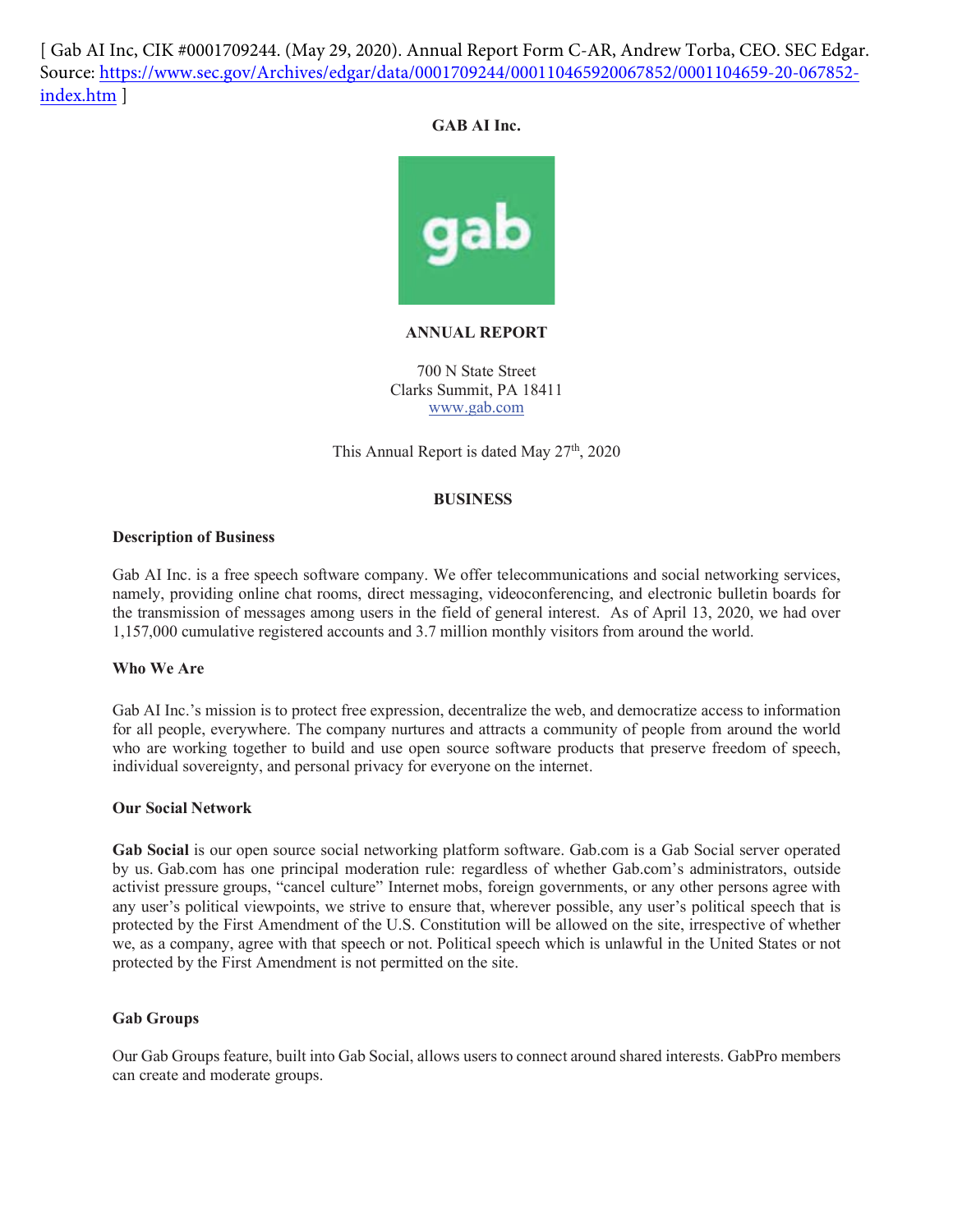[ Gab AI Inc, CIK #0001709244. (May 29, 2020). Annual Report Form C-AR, Andrew Torba, CEO. SEC Edgar. Source: https://www.sec.gov/Archives/edgar/data/0001709244/000110465920067852/0001104659-20-067852-index.htm ]

**GAB AI Inc.**

gab

**ANNUAL REPORT**

700 N State Street
Clarks Summit, PA 18411
www.gab.com

This Annual Report is dated May 27th, 2020

## BUSINESS

### Description of Business

Gab AI Inc. is a free speech software company. We offer telecommunications and social networking services, namely, providing online chat rooms, direct messaging, videoconferencing, and electronic bulletin boards for the transmission of messages among users in the field of general interest. As of April 13, 2020, we had over 1,157,000 cumulative registered accounts and 3.7 million monthly visitors from around the world.

### Who We Are

Gab AI Inc.'s mission is to protect free expression, decentralize the web, and democratize access to information for all people, everywhere. The company nurtures and attracts a community of people from around the world who are working together to build and use open source software products that preserve freedom of speech, individual sovereignty, and personal privacy for everyone on the internet.

### Our Social Network

**Gab Social** is our open source social networking platform software. Gab.com is a Gab Social server operated by us. Gab.com has one principal moderation rule: regardless of whether Gab.com's administrators, outside activist pressure groups, "cancel culture" Internet mobs, foreign governments, or any other persons agree with any user's political viewpoints, we strive to ensure that, wherever possible, any user's political speech that is protected by the First Amendment of the U.S. Constitution will be allowed on the site, irrespective of whether we, as a company, agree with that speech or not. Political speech which is unlawful in the United States or not protected by the First Amendment is not permitted on the site.

### Gab Groups

Our Gab Groups feature, built into Gab Social, allows users to connect around shared interests. GabPro members can create and moderate groups.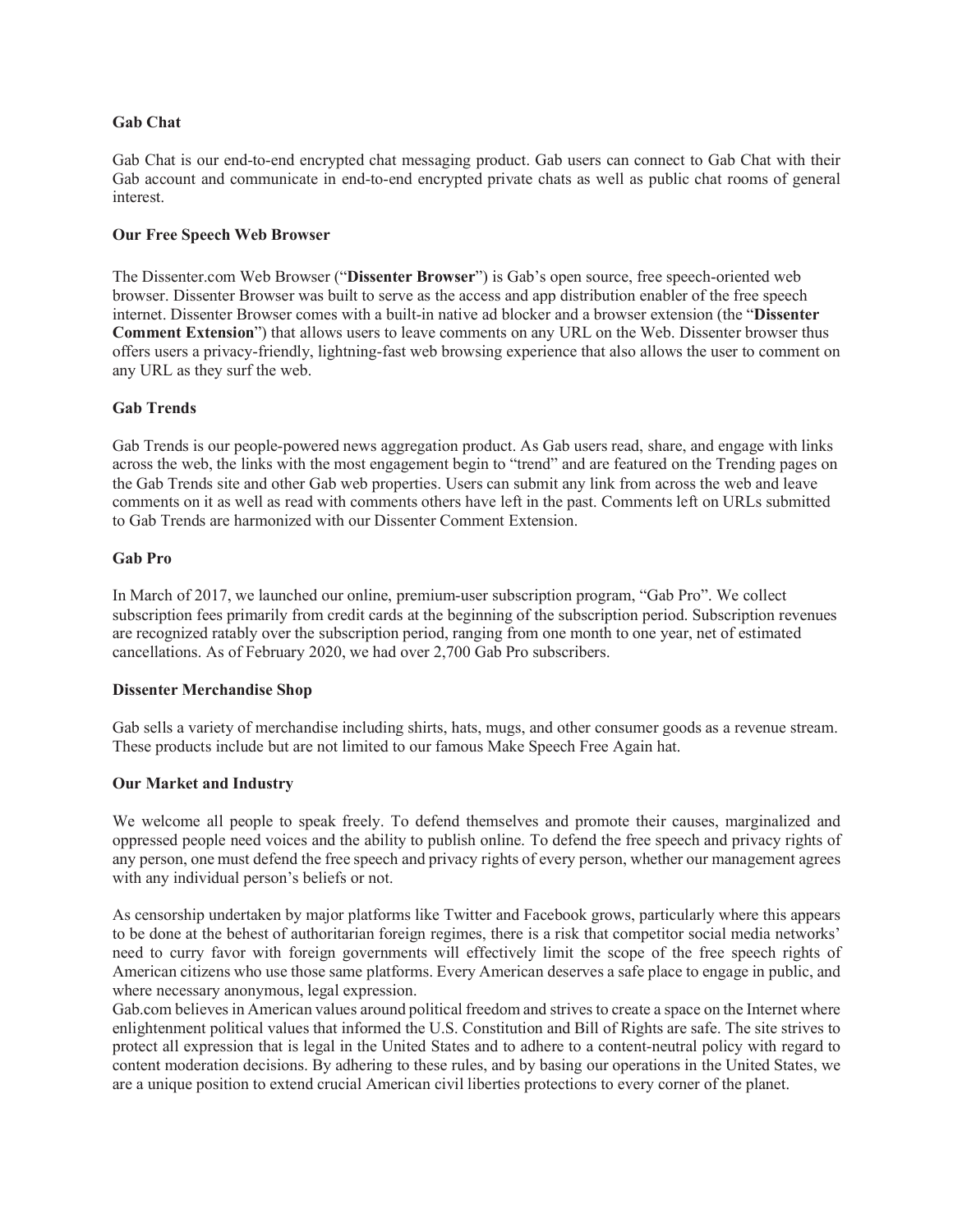### Gab Chat

Gab Chat is our end-to-end encrypted chat messaging product. Gab users can connect to Gab Chat with their Gab account and communicate in end-to-end encrypted private chats as well as public chat rooms of general interest.

### Our Free Speech Web Browser

The Dissenter.com Web Browser ("**Dissenter Browser**") is Gab's open source, free speech-oriented web browser. Dissenter Browser was built to serve as the access and app distribution enabler of the free speech internet. Dissenter Browser comes with a built-in native ad blocker and a browser extension (the "**Dissenter Comment Extension**") that allows users to leave comments on any URL on the Web. Dissenter browser thus offers users a privacy-friendly, lightning-fast web browsing experience that also allows the user to comment on any URL as they surf the web.

### Gab Trends

Gab Trends is our people-powered news aggregation product. As Gab users read, share, and engage with links across the web, the links with the most engagement begin to "trend" and are featured on the Trending pages on the Gab Trends site and other Gab web properties. Users can submit any link from across the web and leave comments on it as well as read with comments others have left in the past. Comments left on URLs submitted to Gab Trends are harmonized with our Dissenter Comment Extension.

### Gab Pro

In March of 2017, we launched our online, premium-user subscription program, "Gab Pro". We collect subscription fees primarily from credit cards at the beginning of the subscription period. Subscription revenues are recognized ratably over the subscription period, ranging from one month to one year, net of estimated cancellations. As of February 2020, we had over 2,700 Gab Pro subscribers.

### Dissenter Merchandise Shop

Gab sells a variety of merchandise including shirts, hats, mugs, and other consumer goods as a revenue stream. These products include but are not limited to our famous Make Speech Free Again hat.

### Our Market and Industry

We welcome all people to speak freely. To defend themselves and promote their causes, marginalized and oppressed people need voices and the ability to publish online. To defend the free speech and privacy rights of any person, one must defend the free speech and privacy rights of every person, whether our management agrees with any individual person's beliefs or not.

As censorship undertaken by major platforms like Twitter and Facebook grows, particularly where this appears to be done at the behest of authoritarian foreign regimes, there is a risk that competitor social media networks' need to curry favor with foreign governments will effectively limit the scope of the free speech rights of American citizens who use those same platforms. Every American deserves a safe place to engage in public, and where necessary anonymous, legal expression.

Gab.com believes in American values around political freedom and strives to create a space on the Internet where enlightenment political values that informed the U.S. Constitution and Bill of Rights are safe. The site strives to protect all expression that is legal in the United States and to adhere to a content-neutral policy with regard to content moderation decisions. By adhering to these rules, and by basing our operations in the United States, we are a unique position to extend crucial American civil liberties protections to every corner of the planet.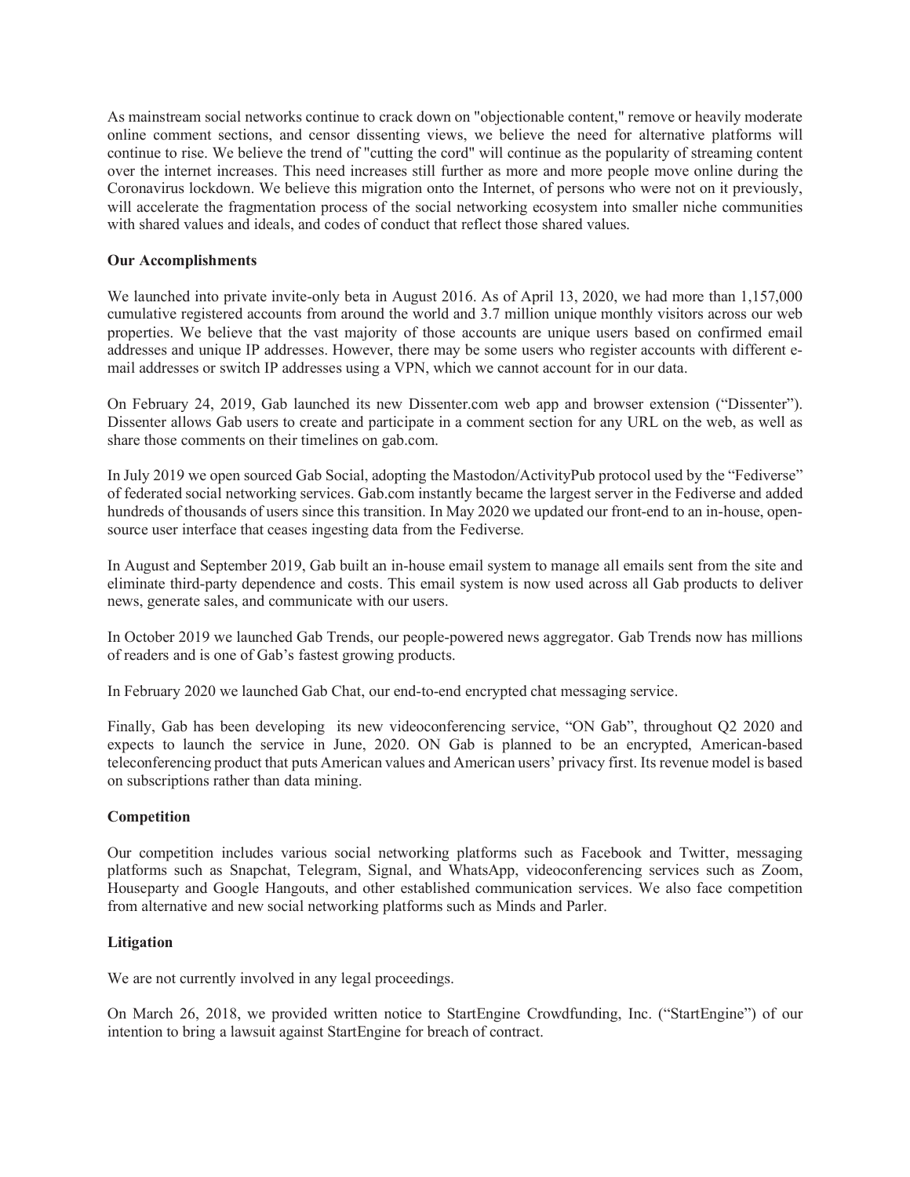As mainstream social networks continue to crack down on "objectionable content," remove or heavily moderate online comment sections, and censor dissenting views, we believe the need for alternative platforms will continue to rise. We believe the trend of "cutting the cord" will continue as the popularity of streaming content over the internet increases. This need increases still further as more and more people move online during the Coronavirus lockdown. We believe this migration onto the Internet, of persons who were not on it previously, will accelerate the fragmentation process of the social networking ecosystem into smaller niche communities with shared values and ideals, and codes of conduct that reflect those shared values.

**Our Accomplishments**

We launched into private invite-only beta in August 2016. As of April 13, 2020, we had more than 1,157,000 cumulative registered accounts from around the world and 3.7 million unique monthly visitors across our web properties. We believe that the vast majority of those accounts are unique users based on confirmed email addresses and unique IP addresses. However, there may be some users who register accounts with different e-mail addresses or switch IP addresses using a VPN, which we cannot account for in our data.

On February 24, 2019, Gab launched its new Dissenter.com web app and browser extension ("Dissenter"). Dissenter allows Gab users to create and participate in a comment section for any URL on the web, as well as share those comments on their timelines on gab.com.

In July 2019 we open sourced Gab Social, adopting the Mastodon/ActivityPub protocol used by the "Fediverse" of federated social networking services. Gab.com instantly became the largest server in the Fediverse and added hundreds of thousands of users since this transition. In May 2020 we updated our front-end to an in-house, open-source user interface that ceases ingesting data from the Fediverse.

In August and September 2019, Gab built an in-house email system to manage all emails sent from the site and eliminate third-party dependence and costs. This email system is now used across all Gab products to deliver news, generate sales, and communicate with our users.

In October 2019 we launched Gab Trends, our people-powered news aggregator. Gab Trends now has millions of readers and is one of Gab's fastest growing products.

In February 2020 we launched Gab Chat, our end-to-end encrypted chat messaging service.

Finally, Gab has been developing its new videoconferencing service, "ON Gab", throughout Q2 2020 and expects to launch the service in June, 2020. ON Gab is planned to be an encrypted, American-based teleconferencing product that puts American values and American users' privacy first. Its revenue model is based on subscriptions rather than data mining.

**Competition**

Our competition includes various social networking platforms such as Facebook and Twitter, messaging platforms such as Snapchat, Telegram, Signal, and WhatsApp, videoconferencing services such as Zoom, Houseparty and Google Hangouts, and other established communication services. We also face competition from alternative and new social networking platforms such as Minds and Parler.

**Litigation**

We are not currently involved in any legal proceedings.

On March 26, 2018, we provided written notice to StartEngine Crowdfunding, Inc. ("StartEngine") of our intention to bring a lawsuit against StartEngine for breach of contract.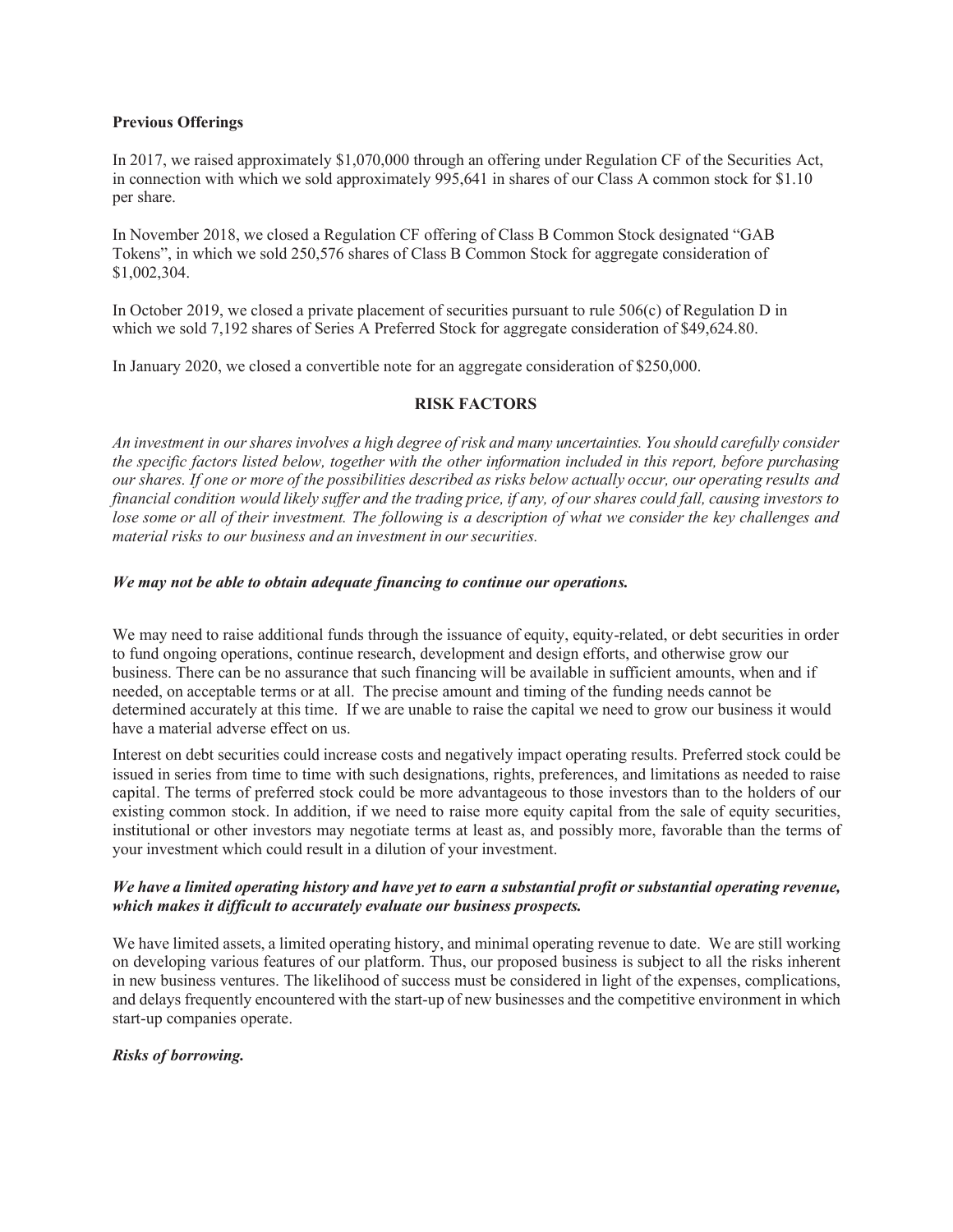**Previous Offerings**

In 2017, we raised approximately $1,070,000 through an offering under Regulation CF of the Securities Act, in connection with which we sold approximately 995,641 in shares of our Class A common stock for $1.10 per share.

In November 2018, we closed a Regulation CF offering of Class B Common Stock designated "GAB Tokens", in which we sold 250,576 shares of Class B Common Stock for aggregate consideration of $1,002,304.

In October 2019, we closed a private placement of securities pursuant to rule 506(c) of Regulation D in which we sold 7,192 shares of Series A Preferred Stock for aggregate consideration of $49,624.80.

In January 2020, we closed a convertible note for an aggregate consideration of $250,000.

## RISK FACTORS

*An investment in our shares involves a high degree of risk and many uncertainties. You should carefully consider the specific factors listed below, together with the other information included in this report, before purchasing our shares. If one or more of the possibilities described as risks below actually occur, our operating results and financial condition would likely suffer and the trading price, if any, of our shares could fall, causing investors to lose some or all of their investment. The following is a description of what we consider the key challenges and material risks to our business and an investment in our securities.*

***We may not be able to obtain adequate financing to continue our operations.***

We may need to raise additional funds through the issuance of equity, equity-related, or debt securities in order to fund ongoing operations, continue research, development and design efforts, and otherwise grow our business. There can be no assurance that such financing will be available in sufficient amounts, when and if needed, on acceptable terms or at all. The precise amount and timing of the funding needs cannot be determined accurately at this time. If we are unable to raise the capital we need to grow our business it would have a material adverse effect on us.

Interest on debt securities could increase costs and negatively impact operating results. Preferred stock could be issued in series from time to time with such designations, rights, preferences, and limitations as needed to raise capital. The terms of preferred stock could be more advantageous to those investors than to the holders of our existing common stock. In addition, if we need to raise more equity capital from the sale of equity securities, institutional or other investors may negotiate terms at least as, and possibly more, favorable than the terms of your investment which could result in a dilution of your investment.

***We have a limited operating history and have yet to earn a substantial profit or substantial operating revenue, which makes it difficult to accurately evaluate our business prospects.***

We have limited assets, a limited operating history, and minimal operating revenue to date. We are still working on developing various features of our platform. Thus, our proposed business is subject to all the risks inherent in new business ventures. The likelihood of success must be considered in light of the expenses, complications, and delays frequently encountered with the start-up of new businesses and the competitive environment in which start-up companies operate.

***Risks of borrowing.***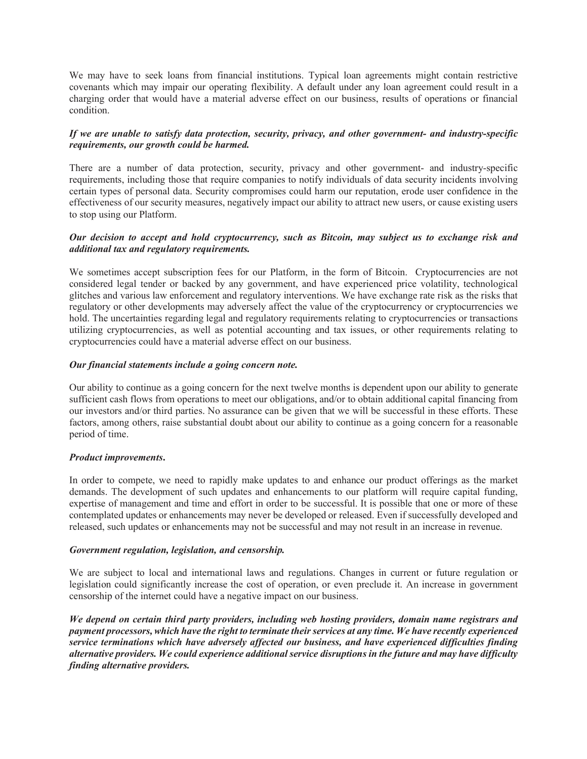We may have to seek loans from financial institutions. Typical loan agreements might contain restrictive covenants which may impair our operating flexibility. A default under any loan agreement could result in a charging order that would have a material adverse effect on our business, results of operations or financial condition.

***If we are unable to satisfy data protection, security, privacy, and other government- and industry-specific requirements, our growth could be harmed.***

There are a number of data protection, security, privacy and other government- and industry-specific requirements, including those that require companies to notify individuals of data security incidents involving certain types of personal data. Security compromises could harm our reputation, erode user confidence in the effectiveness of our security measures, negatively impact our ability to attract new users, or cause existing users to stop using our Platform.

***Our decision to accept and hold cryptocurrency, such as Bitcoin, may subject us to exchange risk and additional tax and regulatory requirements.***

We sometimes accept subscription fees for our Platform, in the form of Bitcoin. Cryptocurrencies are not considered legal tender or backed by any government, and have experienced price volatility, technological glitches and various law enforcement and regulatory interventions. We have exchange rate risk as the risks that regulatory or other developments may adversely affect the value of the cryptocurrency or cryptocurrencies we hold. The uncertainties regarding legal and regulatory requirements relating to cryptocurrencies or transactions utilizing cryptocurrencies, as well as potential accounting and tax issues, or other requirements relating to cryptocurrencies could have a material adverse effect on our business.

***Our financial statements include a going concern note.***

Our ability to continue as a going concern for the next twelve months is dependent upon our ability to generate sufficient cash flows from operations to meet our obligations, and/or to obtain additional capital financing from our investors and/or third parties. No assurance can be given that we will be successful in these efforts. These factors, among others, raise substantial doubt about our ability to continue as a going concern for a reasonable period of time.

***Product improvements.***

In order to compete, we need to rapidly make updates to and enhance our product offerings as the market demands. The development of such updates and enhancements to our platform will require capital funding, expertise of management and time and effort in order to be successful. It is possible that one or more of these contemplated updates or enhancements may never be developed or released. Even if successfully developed and released, such updates or enhancements may not be successful and may not result in an increase in revenue.

***Government regulation, legislation, and censorship.***

We are subject to local and international laws and regulations. Changes in current or future regulation or legislation could significantly increase the cost of operation, or even preclude it. An increase in government censorship of the internet could have a negative impact on our business.

***We depend on certain third party providers, including web hosting providers, domain name registrars and payment processors, which have the right to terminate their services at any time. We have recently experienced service terminations which have adversely affected our business, and have experienced difficulties finding alternative providers. We could experience additional service disruptions in the future and may have difficulty finding alternative providers.***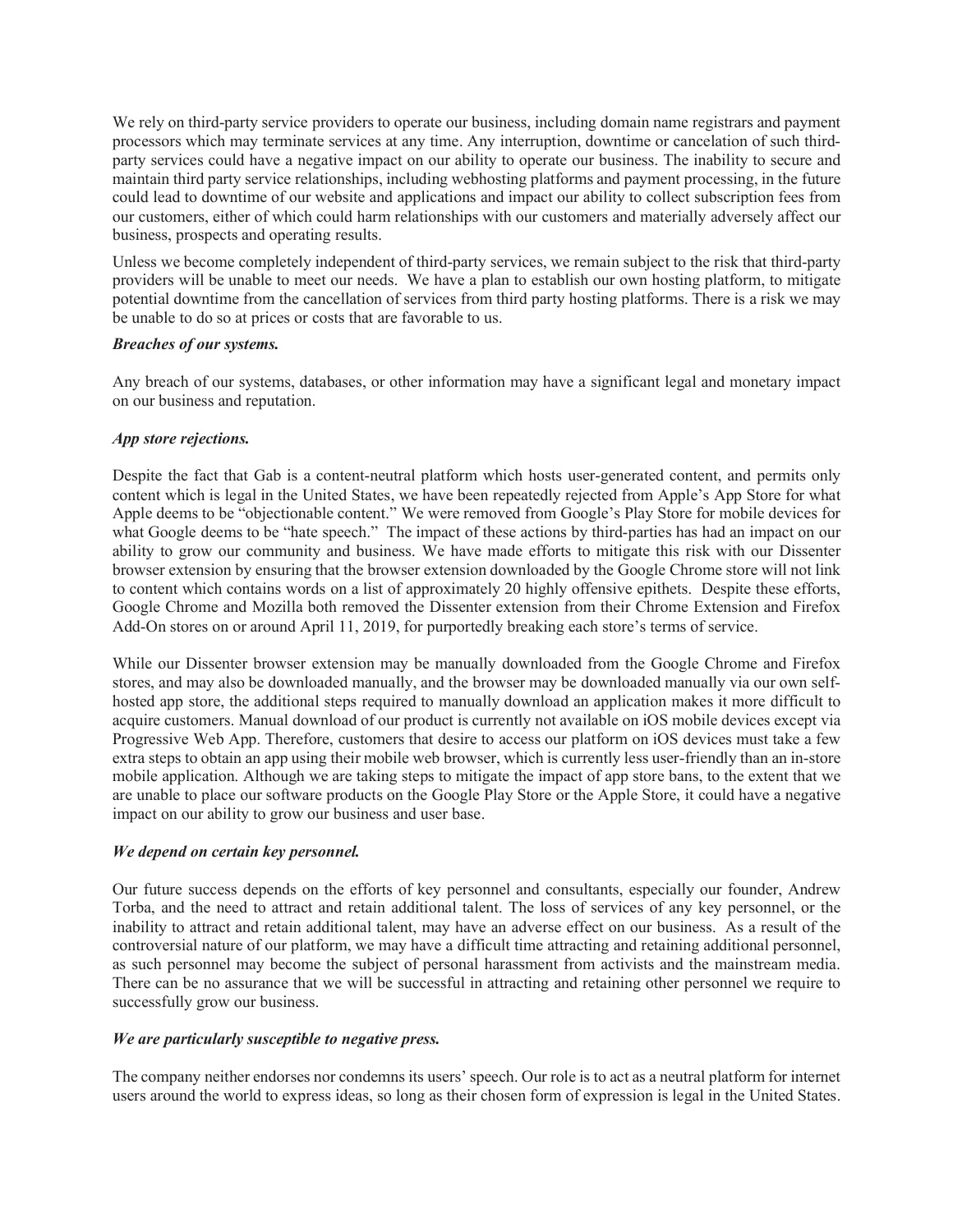We rely on third-party service providers to operate our business, including domain name registrars and payment processors which may terminate services at any time. Any interruption, downtime or cancelation of such third-party services could have a negative impact on our ability to operate our business. The inability to secure and maintain third party service relationships, including webhosting platforms and payment processing, in the future could lead to downtime of our website and applications and impact our ability to collect subscription fees from our customers, either of which could harm relationships with our customers and materially adversely affect our business, prospects and operating results.

Unless we become completely independent of third-party services, we remain subject to the risk that third-party providers will be unable to meet our needs. We have a plan to establish our own hosting platform, to mitigate potential downtime from the cancellation of services from third party hosting platforms. There is a risk we may be unable to do so at prices or costs that are favorable to us.

***Breaches of our systems.***

Any breach of our systems, databases, or other information may have a significant legal and monetary impact on our business and reputation.

***App store rejections.***

Despite the fact that Gab is a content-neutral platform which hosts user-generated content, and permits only content which is legal in the United States, we have been repeatedly rejected from Apple's App Store for what Apple deems to be "objectionable content." We were removed from Google's Play Store for mobile devices for what Google deems to be "hate speech." The impact of these actions by third-parties has had an impact on our ability to grow our community and business. We have made efforts to mitigate this risk with our Dissenter browser extension by ensuring that the browser extension downloaded by the Google Chrome store will not link to content which contains words on a list of approximately 20 highly offensive epithets. Despite these efforts, Google Chrome and Mozilla both removed the Dissenter extension from their Chrome Extension and Firefox Add-On stores on or around April 11, 2019, for purportedly breaking each store's terms of service.

While our Dissenter browser extension may be manually downloaded from the Google Chrome and Firefox stores, and may also be downloaded manually, and the browser may be downloaded manually via our own self-hosted app store, the additional steps required to manually download an application makes it more difficult to acquire customers. Manual download of our product is currently not available on iOS mobile devices except via Progressive Web App. Therefore, customers that desire to access our platform on iOS devices must take a few extra steps to obtain an app using their mobile web browser, which is currently less user-friendly than an in-store mobile application. Although we are taking steps to mitigate the impact of app store bans, to the extent that we are unable to place our software products on the Google Play Store or the Apple Store, it could have a negative impact on our ability to grow our business and user base.

***We depend on certain key personnel.***

Our future success depends on the efforts of key personnel and consultants, especially our founder, Andrew Torba, and the need to attract and retain additional talent. The loss of services of any key personnel, or the inability to attract and retain additional talent, may have an adverse effect on our business. As a result of the controversial nature of our platform, we may have a difficult time attracting and retaining additional personnel, as such personnel may become the subject of personal harassment from activists and the mainstream media. There can be no assurance that we will be successful in attracting and retaining other personnel we require to successfully grow our business.

***We are particularly susceptible to negative press.***

The company neither endorses nor condemns its users' speech. Our role is to act as a neutral platform for internet users around the world to express ideas, so long as their chosen form of expression is legal in the United States.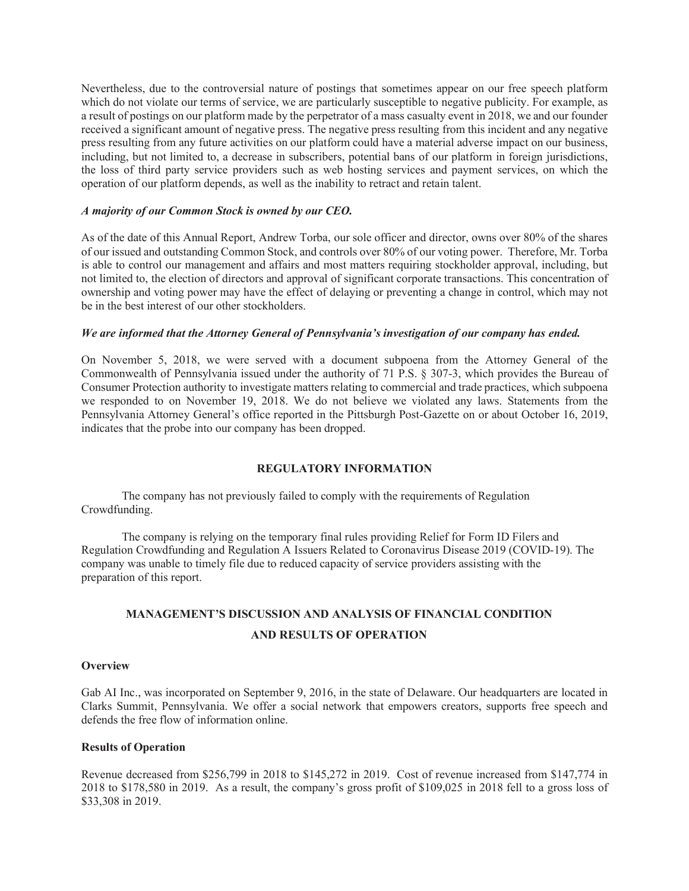Nevertheless, due to the controversial nature of postings that sometimes appear on our free speech platform which do not violate our terms of service, we are particularly susceptible to negative publicity. For example, as a result of postings on our platform made by the perpetrator of a mass casualty event in 2018, we and our founder received a significant amount of negative press. The negative press resulting from this incident and any negative press resulting from any future activities on our platform could have a material adverse impact on our business, including, but not limited to, a decrease in subscribers, potential bans of our platform in foreign jurisdictions, the loss of third party service providers such as web hosting services and payment services, on which the operation of our platform depends, as well as the inability to retract and retain talent.

***A majority of our Common Stock is owned by our CEO.***

As of the date of this Annual Report, Andrew Torba, our sole officer and director, owns over 80% of the shares of our issued and outstanding Common Stock, and controls over 80% of our voting power. Therefore, Mr. Torba is able to control our management and affairs and most matters requiring stockholder approval, including, but not limited to, the election of directors and approval of significant corporate transactions. This concentration of ownership and voting power may have the effect of delaying or preventing a change in control, which may not be in the best interest of our other stockholders.

***We are informed that the Attorney General of Pennsylvania's investigation of our company has ended.***

On November 5, 2018, we were served with a document subpoena from the Attorney General of the Commonwealth of Pennsylvania issued under the authority of 71 P.S. § 307-3, which provides the Bureau of Consumer Protection authority to investigate matters relating to commercial and trade practices, which subpoena we responded to on November 19, 2018. We do not believe we violated any laws. Statements from the Pennsylvania Attorney General's office reported in the Pittsburgh Post-Gazette on or about October 16, 2019, indicates that the probe into our company has been dropped.

## REGULATORY INFORMATION

The company has not previously failed to comply with the requirements of Regulation Crowdfunding.

The company is relying on the temporary final rules providing Relief for Form ID Filers and Regulation Crowdfunding and Regulation A Issuers Related to Coronavirus Disease 2019 (COVID-19). The company was unable to timely file due to reduced capacity of service providers assisting with the preparation of this report.

## MANAGEMENT'S DISCUSSION AND ANALYSIS OF FINANCIAL CONDITION AND RESULTS OF OPERATION

### Overview

Gab AI Inc., was incorporated on September 9, 2016, in the state of Delaware. Our headquarters are located in Clarks Summit, Pennsylvania. We offer a social network that empowers creators, supports free speech and defends the free flow of information online.

### Results of Operation

Revenue decreased from $256,799 in 2018 to $145,272 in 2019. Cost of revenue increased from $147,774 in 2018 to $178,580 in 2019. As a result, the company's gross profit of $109,025 in 2018 fell to a gross loss of $33,308 in 2019.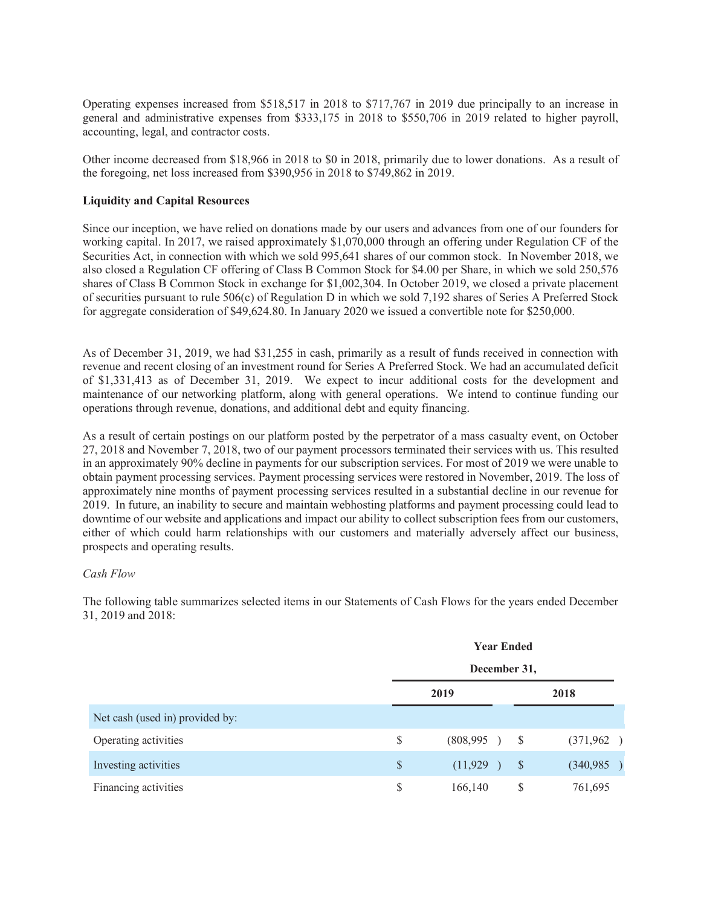Operating expenses increased from $518,517 in 2018 to $717,767 in 2019 due principally to an increase in general and administrative expenses from $333,175 in 2018 to $550,706 in 2019 related to higher payroll, accounting, legal, and contractor costs.

Other income decreased from $18,966 in 2018 to $0 in 2018, primarily due to lower donations. As a result of the foregoing, net loss increased from $390,956 in 2018 to $749,862 in 2019.

**Liquidity and Capital Resources**

Since our inception, we have relied on donations made by our users and advances from one of our founders for working capital. In 2017, we raised approximately $1,070,000 through an offering under Regulation CF of the Securities Act, in connection with which we sold 995,641 shares of our common stock. In November 2018, we also closed a Regulation CF offering of Class B Common Stock for $4.00 per Share, in which we sold 250,576 shares of Class B Common Stock in exchange for $1,002,304. In October 2019, we closed a private placement of securities pursuant to rule 506(c) of Regulation D in which we sold 7,192 shares of Series A Preferred Stock for aggregate consideration of $49,624.80. In January 2020 we issued a convertible note for $250,000.

As of December 31, 2019, we had $31,255 in cash, primarily as a result of funds received in connection with revenue and recent closing of an investment round for Series A Preferred Stock. We had an accumulated deficit of $1,331,413 as of December 31, 2019. We expect to incur additional costs for the development and maintenance of our networking platform, along with general operations. We intend to continue funding our operations through revenue, donations, and additional debt and equity financing.

As a result of certain postings on our platform posted by the perpetrator of a mass casualty event, on October 27, 2018 and November 7, 2018, two of our payment processors terminated their services with us. This resulted in an approximately 90% decline in payments for our subscription services. For most of 2019 we were unable to obtain payment processing services. Payment processing services were restored in November, 2019. The loss of approximately nine months of payment processing services resulted in a substantial decline in our revenue for 2019. In future, an inability to secure and maintain webhosting platforms and payment processing could lead to downtime of our website and applications and impact our ability to collect subscription fees from our customers, either of which could harm relationships with our customers and materially adversely affect our business, prospects and operating results.

*Cash Flow*

The following table summarizes selected items in our Statements of Cash Flows for the years ended December 31, 2019 and 2018:

| | Year Ended December 31, | |
|---|---|---|
| | 2019 | 2018 |
| Net cash (used in) provided by: | | |
| Operating activities | $ (808,995) | $ (371,962) |
| Investing activities | $ (11,929) | $ (340,985) |
| Financing activities | $ 166,140 | $ 761,695 |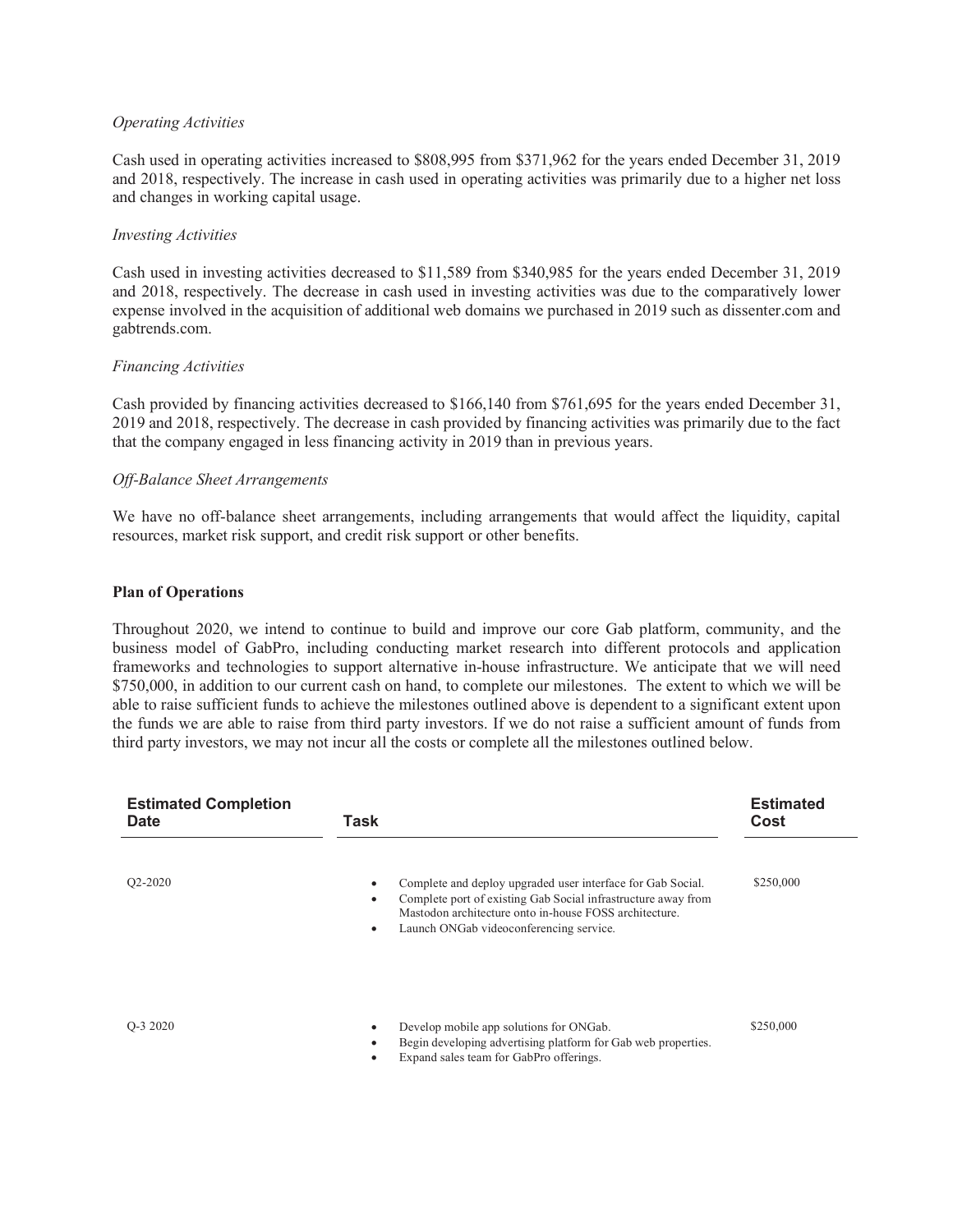*Operating Activities*

Cash used in operating activities increased to $808,995 from $371,962 for the years ended December 31, 2019 and 2018, respectively. The increase in cash used in operating activities was primarily due to a higher net loss and changes in working capital usage.

*Investing Activities*

Cash used in investing activities decreased to $11,589 from $340,985 for the years ended December 31, 2019 and 2018, respectively. The decrease in cash used in investing activities was due to the comparatively lower expense involved in the acquisition of additional web domains we purchased in 2019 such as dissenter.com and gabtrends.com.

*Financing Activities*

Cash provided by financing activities decreased to $166,140 from $761,695 for the years ended December 31, 2019 and 2018, respectively. The decrease in cash provided by financing activities was primarily due to the fact that the company engaged in less financing activity in 2019 than in previous years.

*Off-Balance Sheet Arrangements*

We have no off-balance sheet arrangements, including arrangements that would affect the liquidity, capital resources, market risk support, and credit risk support or other benefits.

**Plan of Operations**

Throughout 2020, we intend to continue to build and improve our core Gab platform, community, and the business model of GabPro, including conducting market research into different protocols and application frameworks and technologies to support alternative in-house infrastructure. We anticipate that we will need $750,000, in addition to our current cash on hand, to complete our milestones. The extent to which we will be able to raise sufficient funds to achieve the milestones outlined above is dependent to a significant extent upon the funds we are able to raise from third party investors. If we do not raise a sufficient amount of funds from third party investors, we may not incur all the costs or complete all the milestones outlined below.

| Estimated Completion Date | Task | Estimated Cost |
|---|---|---|
| Q2-2020 | • Complete and deploy upgraded user interface for Gab Social.<br>• Complete port of existing Gab Social infrastructure away from Mastodon architecture onto in-house FOSS architecture.<br>• Launch ONGab videoconferencing service. | $250,000 |
| Q-3 2020 | • Develop mobile app solutions for ONGab.<br>• Begin developing advertising platform for Gab web properties.<br>• Expand sales team for GabPro offerings. | $250,000 |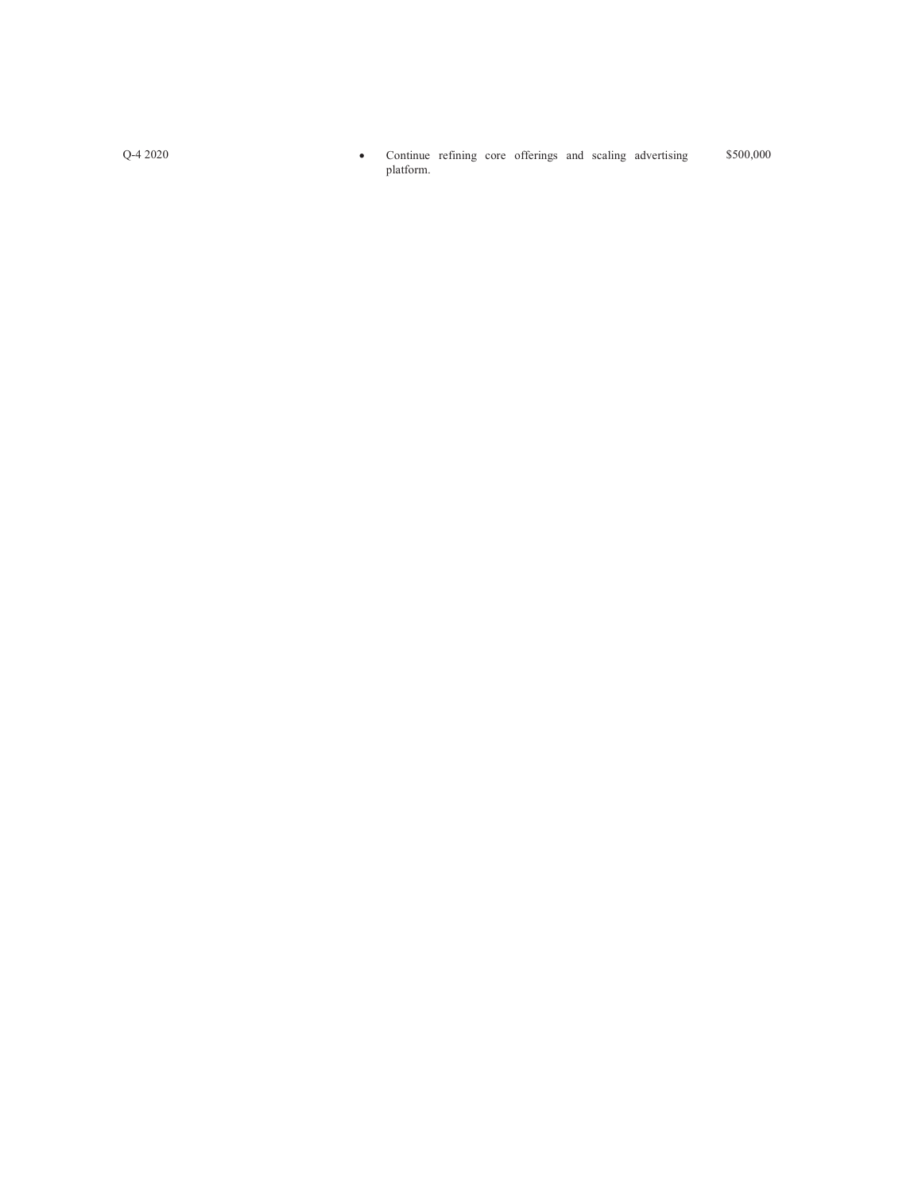| | | |
|---|---|---|
| Q-4 2020 | • Continue refining core offerings and scaling advertising platform. | $500,000 |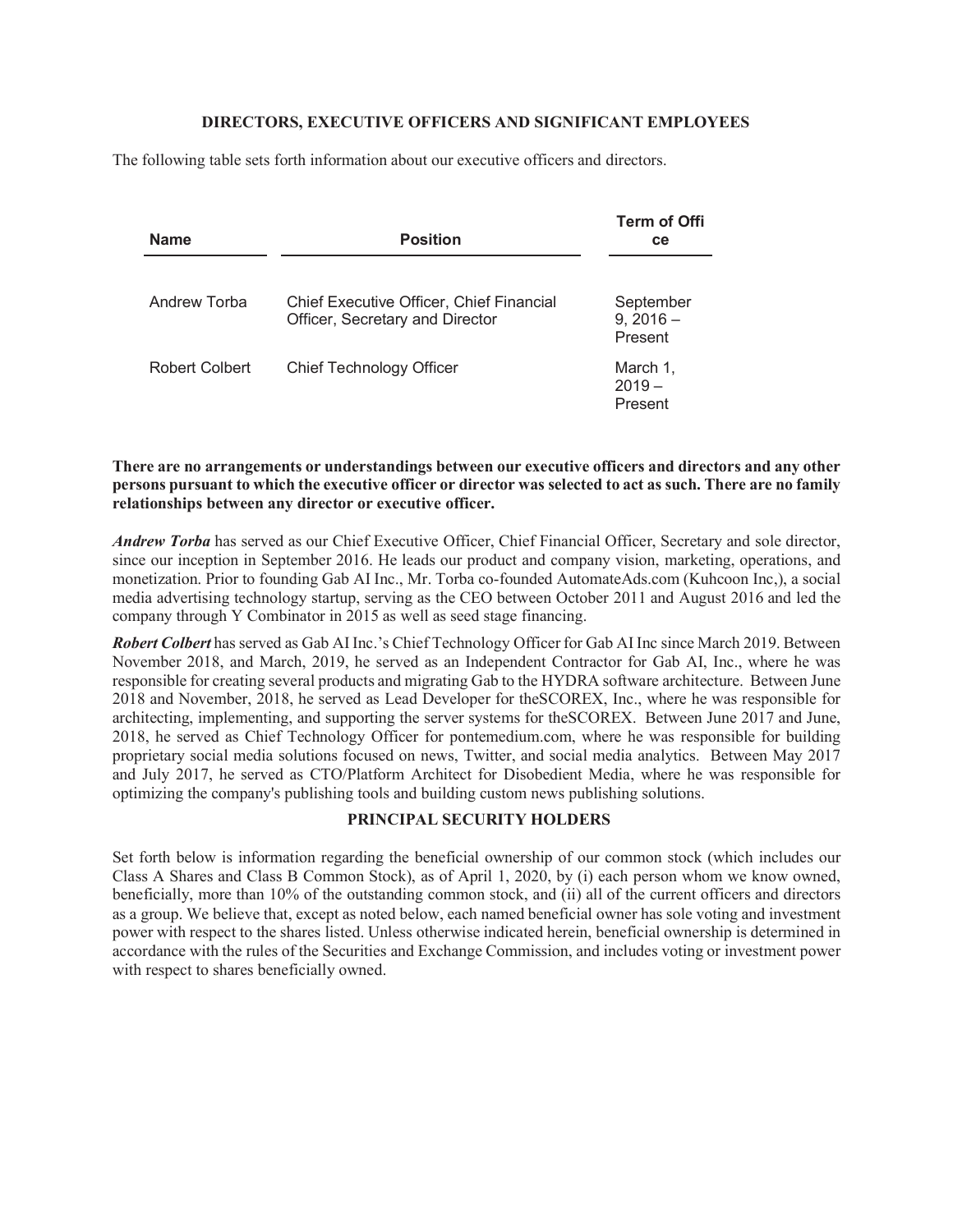## DIRECTORS, EXECUTIVE OFFICERS AND SIGNIFICANT EMPLOYEES

The following table sets forth information about our executive officers and directors.

| Name | Position | Term of Office |
| --- | --- | --- |
| Andrew Torba | Chief Executive Officer, Chief Financial Officer, Secretary and Director | September 9, 2016 – Present |
| Robert Colbert | Chief Technology Officer | March 1, 2019 – Present |

**There are no arrangements or understandings between our executive officers and directors and any other persons pursuant to which the executive officer or director was selected to act as such. There are no family relationships between any director or executive officer.**

***Andrew Torba*** has served as our Chief Executive Officer, Chief Financial Officer, Secretary and sole director, since our inception in September 2016. He leads our product and company vision, marketing, operations, and monetization. Prior to founding Gab AI Inc., Mr. Torba co-founded AutomateAds.com (Kuhcoon Inc,), a social media advertising technology startup, serving as the CEO between October 2011 and August 2016 and led the company through Y Combinator in 2015 as well as seed stage financing.

***Robert Colbert*** has served as Gab AI Inc.'s Chief Technology Officer for Gab AI Inc since March 2019. Between November 2018, and March, 2019, he served as an Independent Contractor for Gab AI, Inc., where he was responsible for creating several products and migrating Gab to the HYDRA software architecture. Between June 2018 and November, 2018, he served as Lead Developer for theSCOREX, Inc., where he was responsible for architecting, implementing, and supporting the server systems for theSCOREX. Between June 2017 and June, 2018, he served as Chief Technology Officer for pontemedium.com, where he was responsible for building proprietary social media solutions focused on news, Twitter, and social media analytics. Between May 2017 and July 2017, he served as CTO/Platform Architect for Disobedient Media, where he was responsible for optimizing the company's publishing tools and building custom news publishing solutions.

## PRINCIPAL SECURITY HOLDERS

Set forth below is information regarding the beneficial ownership of our common stock (which includes our Class A Shares and Class B Common Stock), as of April 1, 2020, by (i) each person whom we know owned, beneficially, more than 10% of the outstanding common stock, and (ii) all of the current officers and directors as a group. We believe that, except as noted below, each named beneficial owner has sole voting and investment power with respect to the shares listed. Unless otherwise indicated herein, beneficial ownership is determined in accordance with the rules of the Securities and Exchange Commission, and includes voting or investment power with respect to shares beneficially owned.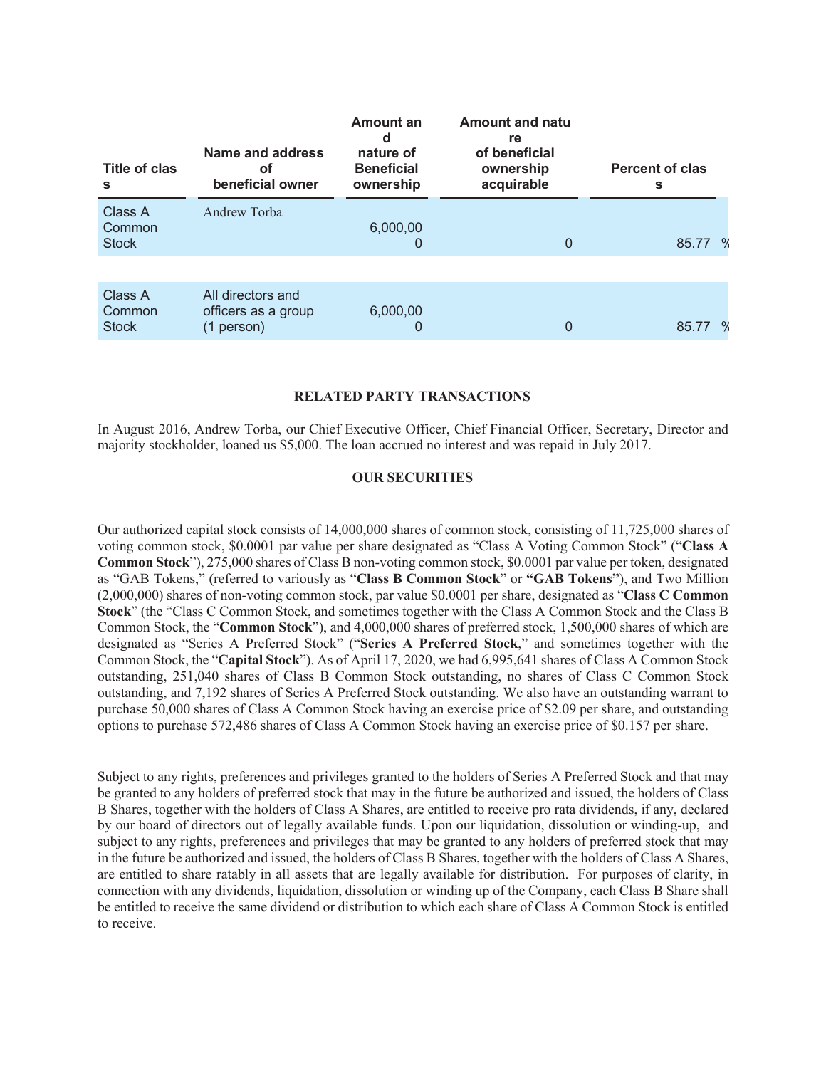| Title of class | Name and address of beneficial owner | Amount and nature of Beneficial ownership | Amount and nature of beneficial ownership acquirable | Percent of class |
|---|---|---|---|---|
| Class A Common Stock | Andrew Torba | 6,000,000 | 0 | 85.77 % |
| Class A Common Stock | All directors and officers as a group (1 person) | 6,000,000 | 0 | 85.77 % |

**RELATED PARTY TRANSACTIONS**

In August 2016, Andrew Torba, our Chief Executive Officer, Chief Financial Officer, Secretary, Director and majority stockholder, loaned us $5,000. The loan accrued no interest and was repaid in July 2017.

**OUR SECURITIES**

Our authorized capital stock consists of 14,000,000 shares of common stock, consisting of 11,725,000 shares of voting common stock, $0.0001 par value per share designated as "Class A Voting Common Stock" ("**Class A Common Stock**"), 275,000 shares of Class B non-voting common stock, $0.0001 par value per token, designated as "GAB Tokens," **(**referred to variously as "**Class B Common Stock**" or **"GAB Tokens"**), and Two Million (2,000,000) shares of non-voting common stock, par value $0.0001 per share, designated as "**Class C Common Stock**" (the "Class C Common Stock, and sometimes together with the Class A Common Stock and the Class B Common Stock, the "**Common Stock**"), and 4,000,000 shares of preferred stock, 1,500,000 shares of which are designated as "Series A Preferred Stock" ("**Series A Preferred Stock**," and sometimes together with the Common Stock, the "**Capital Stock**"). As of April 17, 2020, we had 6,995,641 shares of Class A Common Stock outstanding, 251,040 shares of Class B Common Stock outstanding, no shares of Class C Common Stock outstanding, and 7,192 shares of Series A Preferred Stock outstanding. We also have an outstanding warrant to purchase 50,000 shares of Class A Common Stock having an exercise price of $2.09 per share, and outstanding options to purchase 572,486 shares of Class A Common Stock having an exercise price of $0.157 per share.

Subject to any rights, preferences and privileges granted to the holders of Series A Preferred Stock and that may be granted to any holders of preferred stock that may in the future be authorized and issued, the holders of Class B Shares, together with the holders of Class A Shares, are entitled to receive pro rata dividends, if any, declared by our board of directors out of legally available funds. Upon our liquidation, dissolution or winding-up, and subject to any rights, preferences and privileges that may be granted to any holders of preferred stock that may in the future be authorized and issued, the holders of Class B Shares, together with the holders of Class A Shares, are entitled to share ratably in all assets that are legally available for distribution. For purposes of clarity, in connection with any dividends, liquidation, dissolution or winding up of the Company, each Class B Share shall be entitled to receive the same dividend or distribution to which each share of Class A Common Stock is entitled to receive.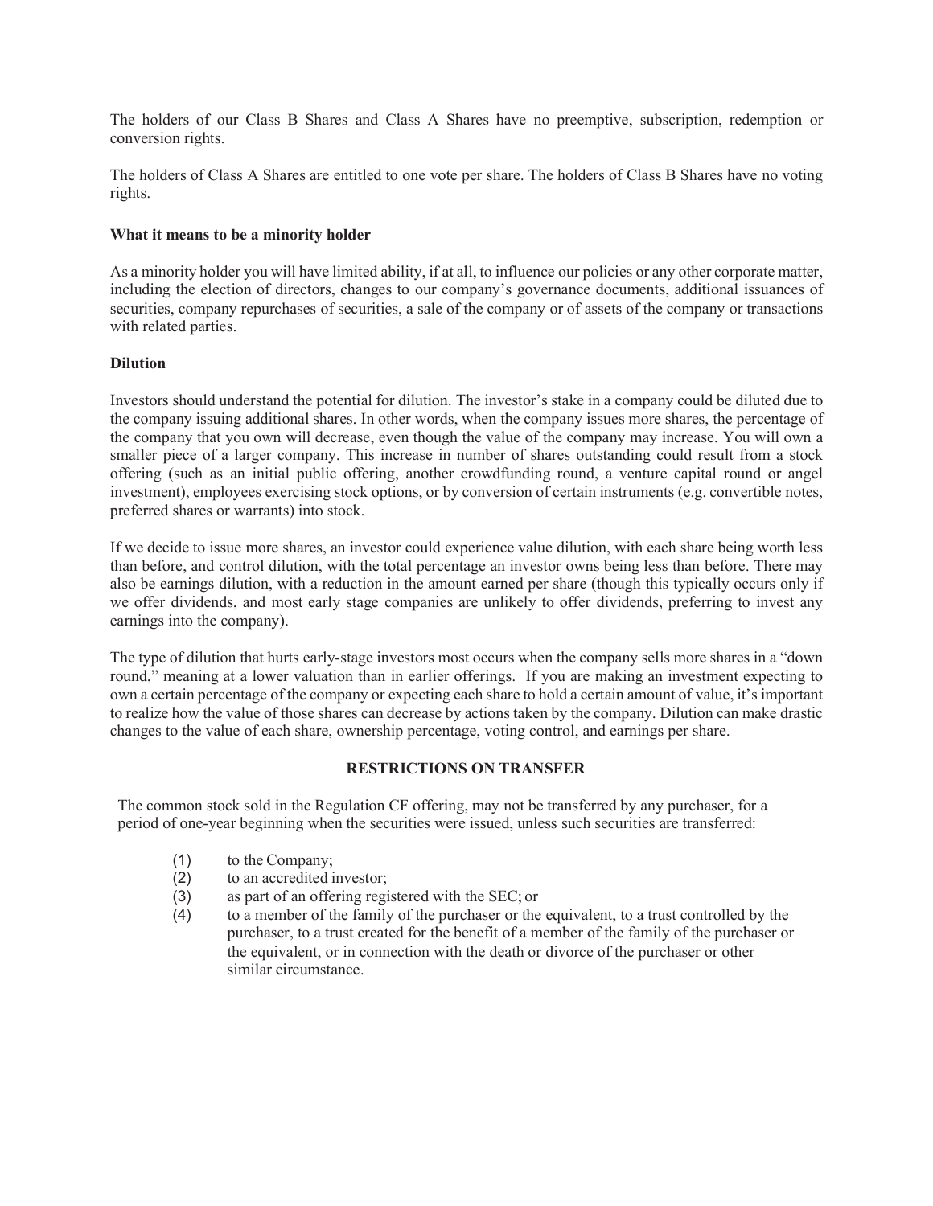The holders of our Class B Shares and Class A Shares have no preemptive, subscription, redemption or conversion rights.

The holders of Class A Shares are entitled to one vote per share. The holders of Class B Shares have no voting rights.

**What it means to be a minority holder**

As a minority holder you will have limited ability, if at all, to influence our policies or any other corporate matter, including the election of directors, changes to our company's governance documents, additional issuances of securities, company repurchases of securities, a sale of the company or of assets of the company or transactions with related parties.

**Dilution**

Investors should understand the potential for dilution. The investor's stake in a company could be diluted due to the company issuing additional shares. In other words, when the company issues more shares, the percentage of the company that you own will decrease, even though the value of the company may increase. You will own a smaller piece of a larger company. This increase in number of shares outstanding could result from a stock offering (such as an initial public offering, another crowdfunding round, a venture capital round or angel investment), employees exercising stock options, or by conversion of certain instruments (e.g. convertible notes, preferred shares or warrants) into stock.

If we decide to issue more shares, an investor could experience value dilution, with each share being worth less than before, and control dilution, with the total percentage an investor owns being less than before. There may also be earnings dilution, with a reduction in the amount earned per share (though this typically occurs only if we offer dividends, and most early stage companies are unlikely to offer dividends, preferring to invest any earnings into the company).

The type of dilution that hurts early-stage investors most occurs when the company sells more shares in a "down round," meaning at a lower valuation than in earlier offerings. If you are making an investment expecting to own a certain percentage of the company or expecting each share to hold a certain amount of value, it's important to realize how the value of those shares can decrease by actions taken by the company. Dilution can make drastic changes to the value of each share, ownership percentage, voting control, and earnings per share.

## RESTRICTIONS ON TRANSFER

The common stock sold in the Regulation CF offering, may not be transferred by any purchaser, for a period of one-year beginning when the securities were issued, unless such securities are transferred:

(1) to the Company;
(2) to an accredited investor;
(3) as part of an offering registered with the SEC; or
(4) to a member of the family of the purchaser or the equivalent, to a trust controlled by the purchaser, to a trust created for the benefit of a member of the family of the purchaser or the equivalent, or in connection with the death or divorce of the purchaser or other similar circumstance.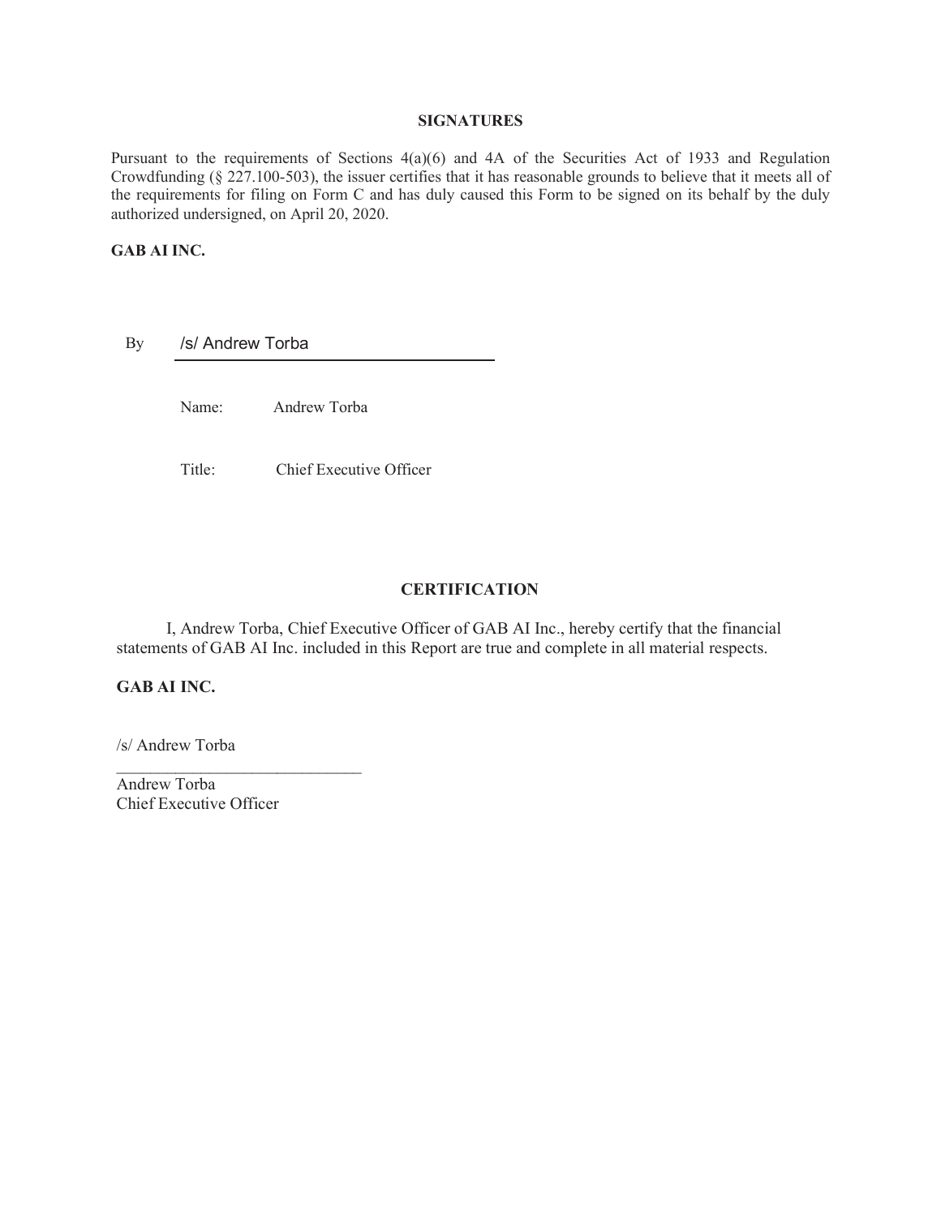## SIGNATURES

Pursuant to the requirements of Sections 4(a)(6) and 4A of the Securities Act of 1933 and Regulation Crowdfunding (§ 227.100-503), the issuer certifies that it has reasonable grounds to believe that it meets all of the requirements for filing on Form C and has duly caused this Form to be signed on its behalf by the duly authorized undersigned, on April 20, 2020.

**GAB AI INC.**

By /s/ Andrew Torba

Name: Andrew Torba

Title: Chief Executive Officer

## CERTIFICATION

I, Andrew Torba, Chief Executive Officer of GAB AI Inc., hereby certify that the financial statements of GAB AI Inc. included in this Report are true and complete in all material respects.

**GAB AI INC.**

/s/ Andrew Torba

Andrew Torba
Chief Executive Officer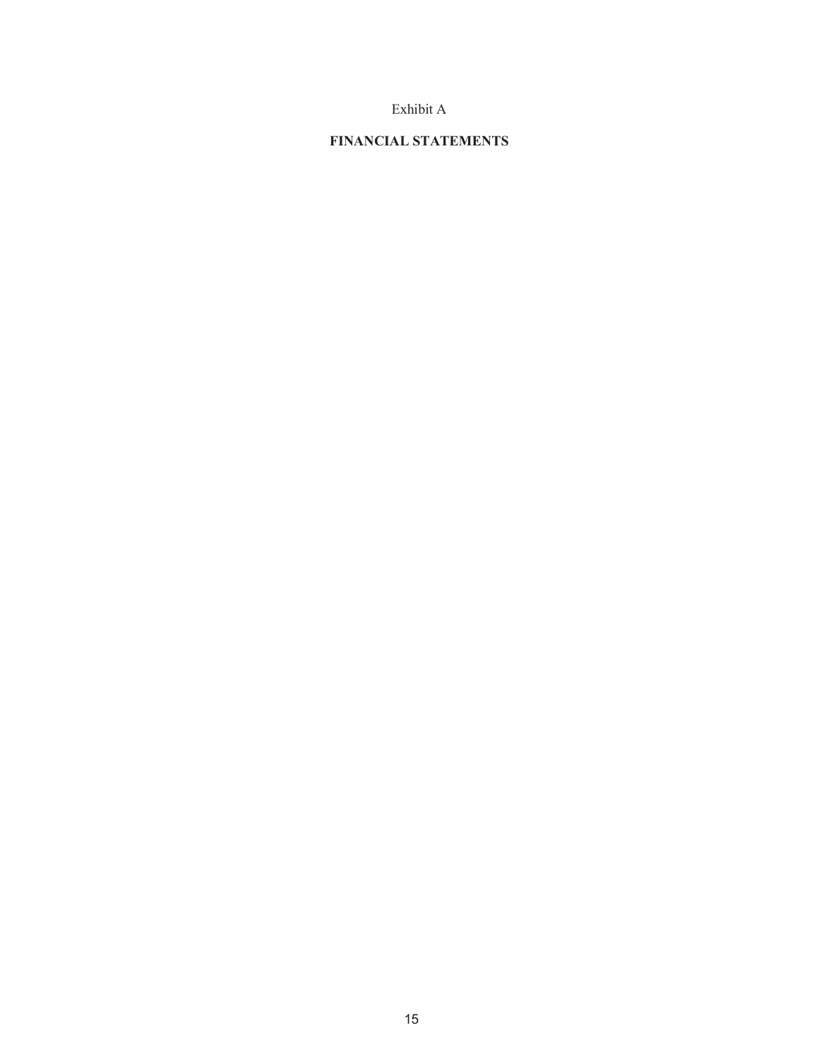Exhibit A

# FINANCIAL STATEMENTS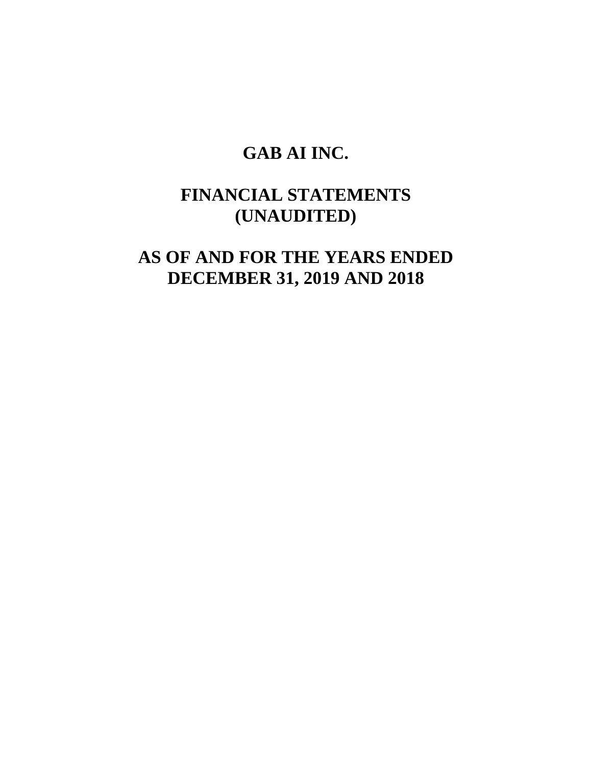# GAB AI INC.

# FINANCIAL STATEMENTS (UNAUDITED)

# AS OF AND FOR THE YEARS ENDED DECEMBER 31, 2019 AND 2018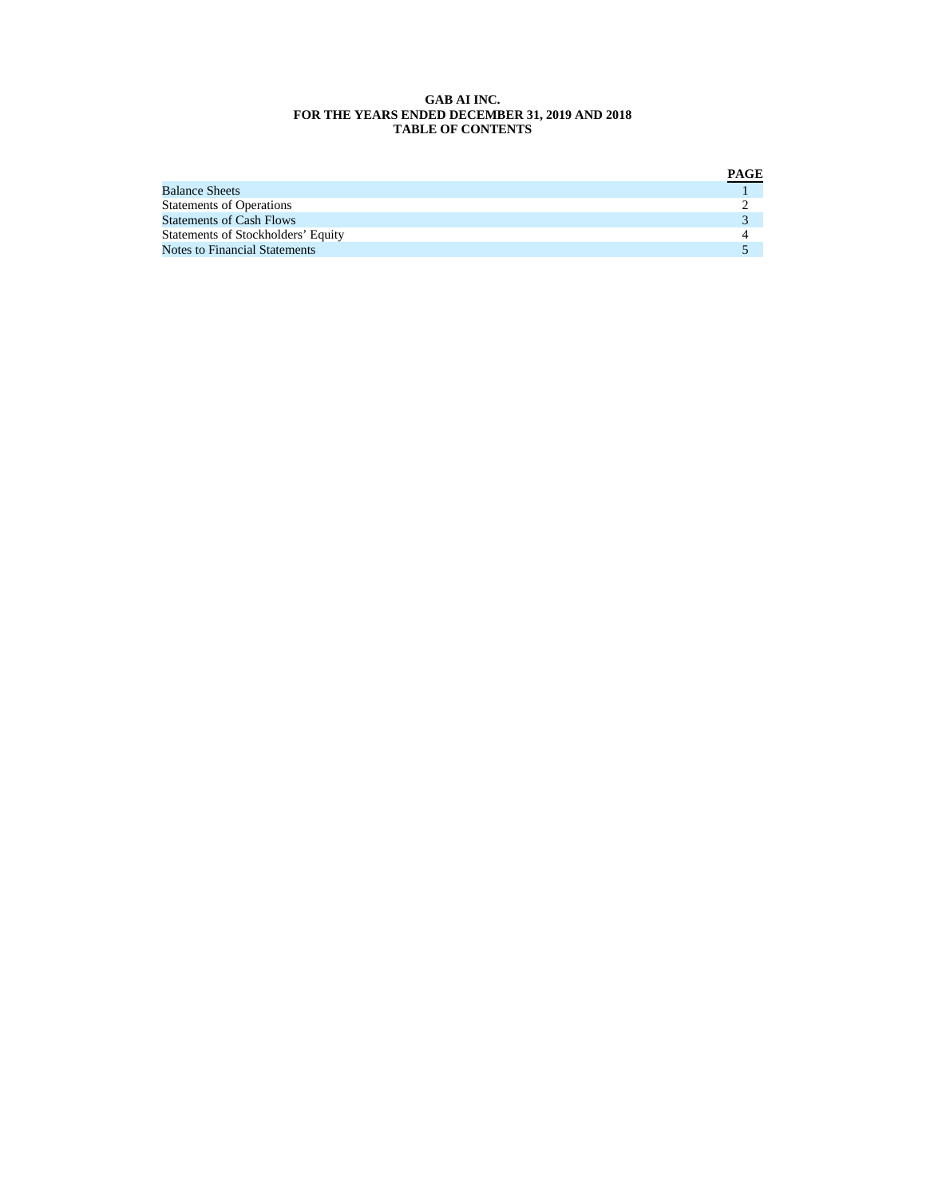**GAB AI INC.**
**FOR THE YEARS ENDED DECEMBER 31, 2019 AND 2018**
**TABLE OF CONTENTS**

| | PAGE |
|---|---|
| Balance Sheets | 1 |
| Statements of Operations | 2 |
| Statements of Cash Flows | 3 |
| Statements of Stockholders' Equity | 4 |
| Notes to Financial Statements | 5 |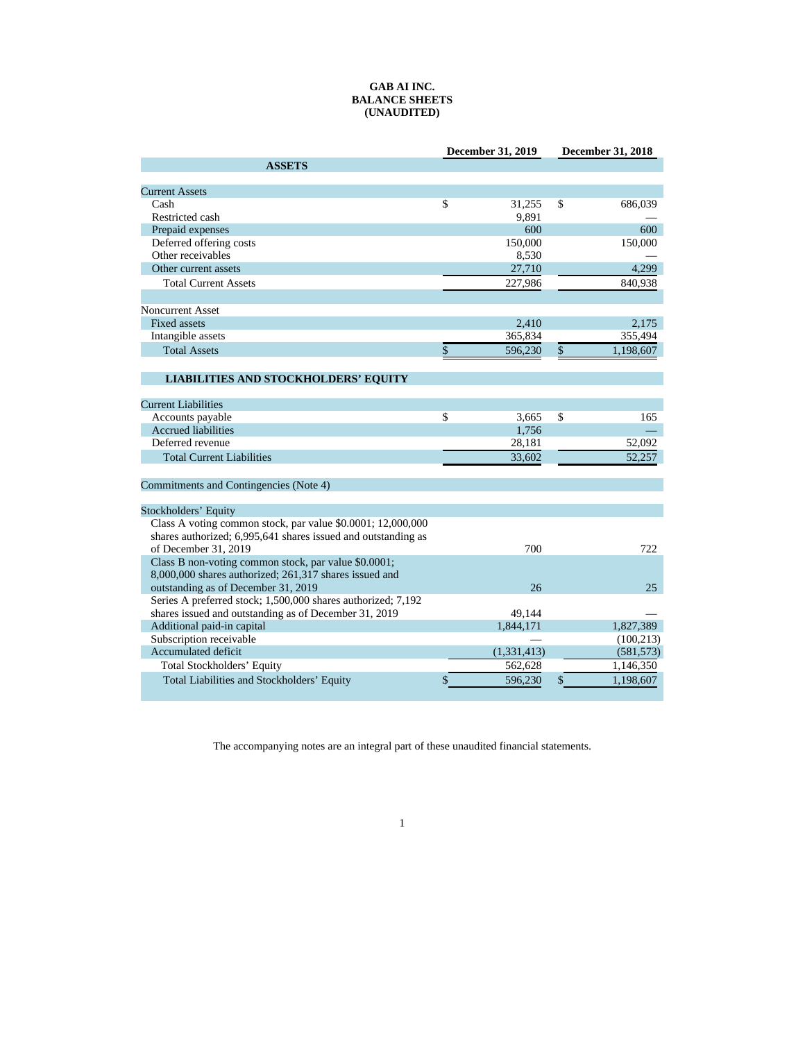**GAB AI INC.**
**BALANCE SHEETS**
**(UNAUDITED)**

| | December 31, 2019 | December 31, 2018 |
|---|---|---|
| **ASSETS** | | |
| Current Assets | | |
| Cash | $ 31,255 | $ 686,039 |
| Restricted cash | 9,891 | — |
| Prepaid expenses | 600 | 600 |
| Deferred offering costs | 150,000 | 150,000 |
| Other receivables | 8,530 | — |
| Other current assets | 27,710 | 4,299 |
| Total Current Assets | 227,986 | 840,938 |
| Noncurrent Asset | | |
| Fixed assets | 2,410 | 2,175 |
| Intangible assets | 365,834 | 355,494 |
| Total Assets | $ 596,230 | $ 1,198,607 |
| **LIABILITIES AND STOCKHOLDERS' EQUITY** | | |
| Current Liabilities | | |
| Accounts payable | $ 3,665 | $ 165 |
| Accrued liabilities | 1,756 | — |
| Deferred revenue | 28,181 | 52,092 |
| Total Current Liabilities | 33,602 | 52,257 |
| Commitments and Contingencies (Note 4) | | |
| Stockholders' Equity | | |
| Class A voting common stock, par value $0.0001; 12,000,000 shares authorized; 6,995,641 shares issued and outstanding as of December 31, 2019 | 700 | 722 |
| Class B non-voting common stock, par value $0.0001; 8,000,000 shares authorized; 261,317 shares issued and outstanding as of December 31, 2019 | 26 | 25 |
| Series A preferred stock; 1,500,000 shares authorized; 7,192 shares issued and outstanding as of December 31, 2019 | 49,144 | — |
| Additional paid-in capital | 1,844,171 | 1,827,389 |
| Subscription receivable | — | (100,213) |
| Accumulated deficit | (1,331,413) | (581,573) |
| Total Stockholders' Equity | 562,628 | 1,146,350 |
| Total Liabilities and Stockholders' Equity | $ 596,230 | $ 1,198,607 |

The accompanying notes are an integral part of these unaudited financial statements.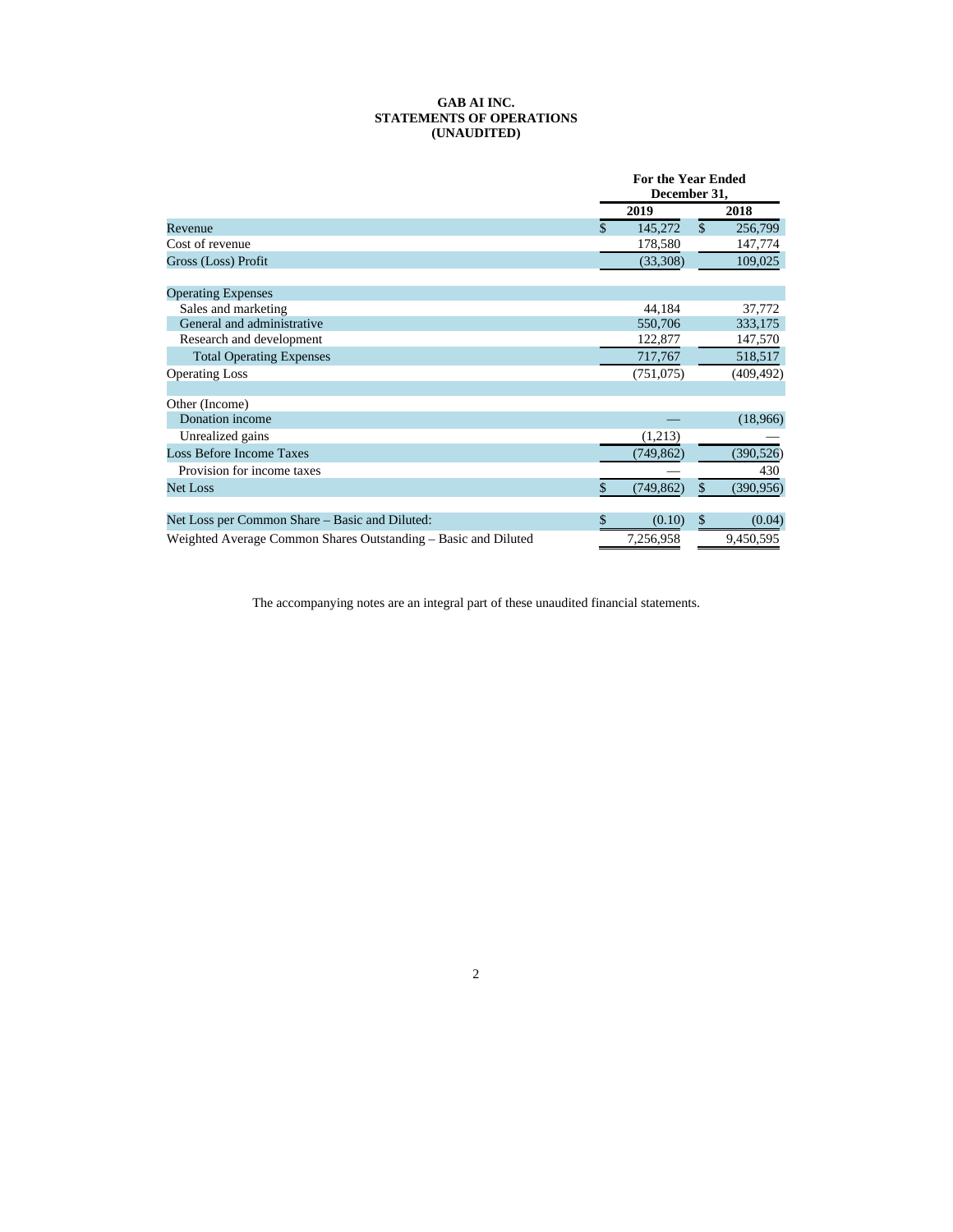**GAB AI INC.**
**STATEMENTS OF OPERATIONS**
**(UNAUDITED)**

| | For the Year Ended December 31, | |
|---|---|---|
| | 2019 | 2018 |
| Revenue | $ 145,272 | $ 256,799 |
| Cost of revenue | 178,580 | 147,774 |
| Gross (Loss) Profit | (33,308) | 109,025 |
| | | |
| Operating Expenses | | |
| Sales and marketing | 44,184 | 37,772 |
| General and administrative | 550,706 | 333,175 |
| Research and development | 122,877 | 147,570 |
| Total Operating Expenses | 717,767 | 518,517 |
| Operating Loss | (751,075) | (409,492) |
| | | |
| Other (Income) | | |
| Donation income | — | (18,966) |
| Unrealized gains | (1,213) | — |
| Loss Before Income Taxes | (749,862) | (390,526) |
| Provision for income taxes | — | 430 |
| Net Loss | $ (749,862) | $ (390,956) |
| | | |
| Net Loss per Common Share – Basic and Diluted: | $ (0.10) | $ (0.04) |
| Weighted Average Common Shares Outstanding – Basic and Diluted | 7,256,958 | 9,450,595 |

The accompanying notes are an integral part of these unaudited financial statements.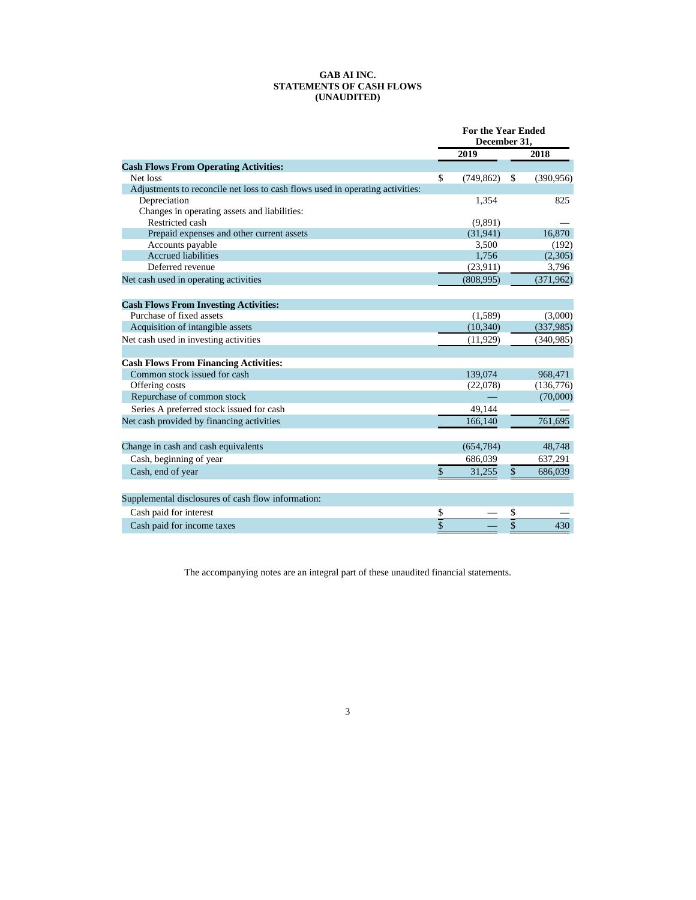**GAB AI INC.**
**STATEMENTS OF CASH FLOWS**
**(UNAUDITED)**

| | For the Year Ended December 31, | |
|---|---|---|
| | 2019 | 2018 |
| **Cash Flows From Operating Activities:** | | |
| Net loss | $ (749,862) | $ (390,956) |
| Adjustments to reconcile net loss to cash flows used in operating activities: | | |
| Depreciation | 1,354 | 825 |
| Changes in operating assets and liabilities: | | |
| Restricted cash | (9,891) | — |
| Prepaid expenses and other current assets | (31,941) | 16,870 |
| Accounts payable | 3,500 | (192) |
| Accrued liabilities | 1,756 | (2,305) |
| Deferred revenue | (23,911) | 3,796 |
| Net cash used in operating activities | (808,995) | (371,962) |
| | | |
| **Cash Flows From Investing Activities:** | | |
| Purchase of fixed assets | (1,589) | (3,000) |
| Acquisition of intangible assets | (10,340) | (337,985) |
| Net cash used in investing activities | (11,929) | (340,985) |
| | | |
| **Cash Flows From Financing Activities:** | | |
| Common stock issued for cash | 139,074 | 968,471 |
| Offering costs | (22,078) | (136,776) |
| Repurchase of common stock | — | (70,000) |
| Series A preferred stock issued for cash | 49,144 | — |
| Net cash provided by financing activities | 166,140 | 761,695 |
| | | |
| Change in cash and cash equivalents | (654,784) | 48,748 |
| Cash, beginning of year | 686,039 | 637,291 |
| Cash, end of year | $ 31,255 | $ 686,039 |
| | | |
| Supplemental disclosures of cash flow information: | | |
| Cash paid for interest | $ — | $ — |
| Cash paid for income taxes | $ — | $ 430 |

The accompanying notes are an integral part of these unaudited financial statements.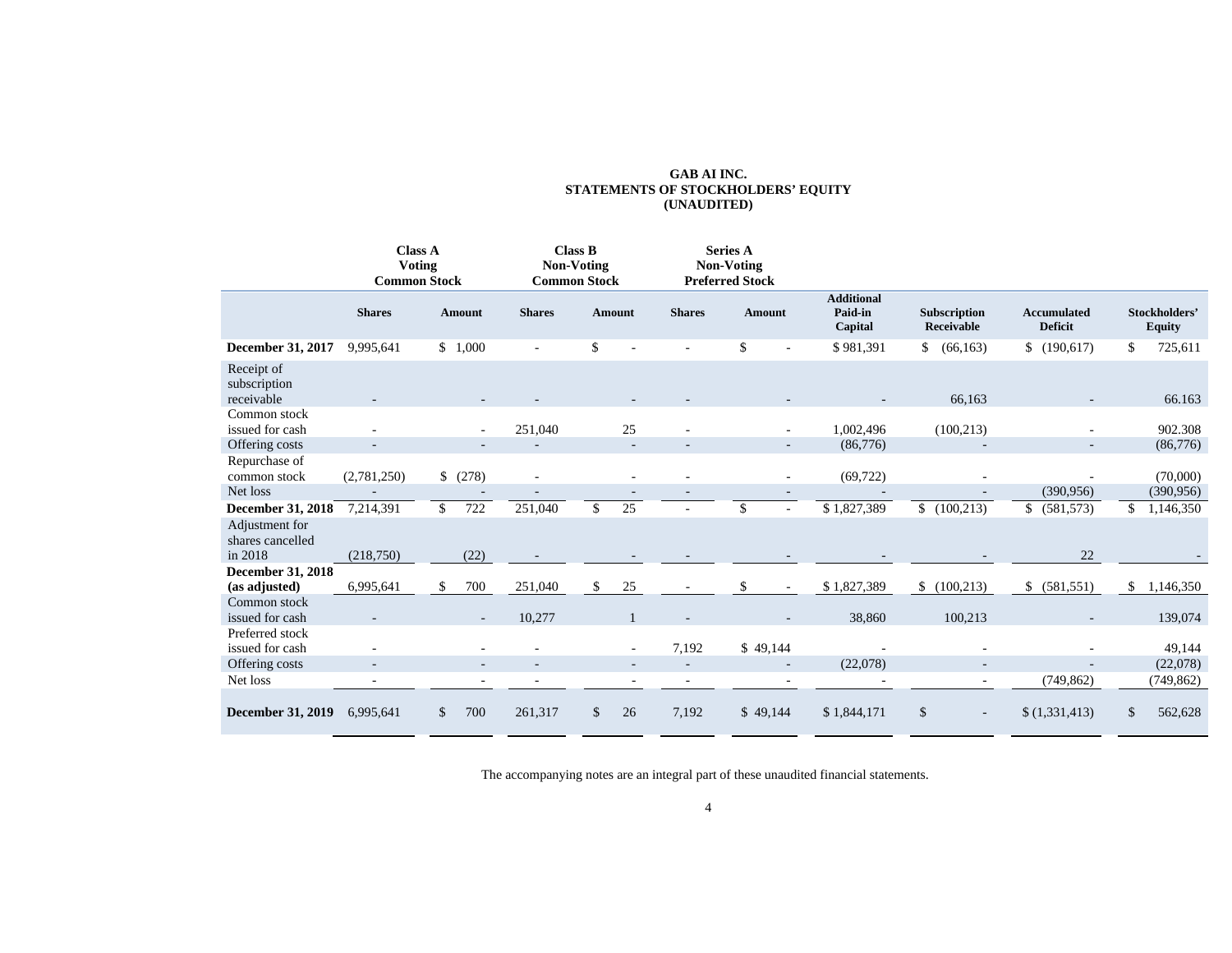**GAB AI INC.**
**STATEMENTS OF STOCKHOLDERS' EQUITY**
**(UNAUDITED)**

| | Class A Voting Common Stock | | Class B Non-Voting Common Stock | | Series A Non-Voting Preferred Stock | | | | | |
|---|---|---|---|---|---|---|---|---|---|---|
| | **Shares** | **Amount** | **Shares** | **Amount** | **Shares** | **Amount** | **Additional Paid-in Capital** | **Subscription Receivable** | **Accumulated Deficit** | **Stockholders' Equity** |
| **December 31, 2017** | 9,995,641 | $ 1,000 | - | $ - | - | $ - | $ 981,391 | $ (66,163) | $ (190,617) | $ 725,611 |
| Receipt of subscription receivable | - | - | - | - | - | - | - | 66,163 | - | 66.163 |
| Common stock issued for cash | - | - | 251,040 | 25 | - | - | 1,002,496 | (100,213) | - | 902.308 |
| Offering costs | - | - | - | - | - | - | (86,776) | - | - | (86,776) |
| Repurchase of common stock | (2,781,250) | $ (278) | - | - | - | - | (69,722) | - | - | (70,000) |
| Net loss | - | - | - | - | - | - | - | - | (390,956) | (390,956) |
| **December 31, 2018** | 7,214,391 | $ 722 | 251,040 | $ 25 | - | $ - | $ 1,827,389 | $ (100,213) | $ (581,573) | $ 1,146,350 |
| Adjustment for shares cancelled in 2018 | (218,750) | (22) | - | - | - | - | - | - | 22 | - |
| **December 31, 2018 (as adjusted)** | 6,995,641 | $ 700 | 251,040 | $ 25 | - | $ - | $ 1,827,389 | $ (100,213) | $ (581,551) | $ 1,146,350 |
| Common stock issued for cash | - | - | 10,277 | 1 | - | - | 38,860 | 100,213 | - | 139,074 |
| Preferred stock issued for cash | - | - | - | - | 7,192 | $ 49,144 | - | - | - | 49,144 |
| Offering costs | - | - | - | - | - | - | (22,078) | - | - | (22,078) |
| Net loss | - | - | - | - | - | - | - | - | (749,862) | (749,862) |
| **December 31, 2019** | 6,995,641 | $ 700 | 261,317 | $ 26 | 7,192 | $ 49,144 | $ 1,844,171 | $ - | $ (1,331,413) | $ 562,628 |

The accompanying notes are an integral part of these unaudited financial statements.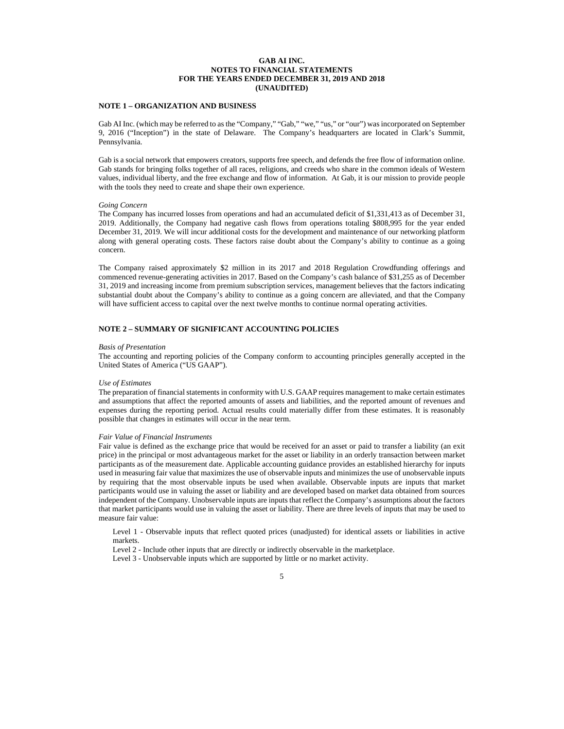**GAB AI INC.**
**NOTES TO FINANCIAL STATEMENTS**
**FOR THE YEARS ENDED DECEMBER 31, 2019 AND 2018**
**(UNAUDITED)**

## NOTE 1 – ORGANIZATION AND BUSINESS

Gab AI Inc. (which may be referred to as the "Company," "Gab," "we," "us," or "our") was incorporated on September 9, 2016 ("Inception") in the state of Delaware. The Company's headquarters are located in Clark's Summit, Pennsylvania.

Gab is a social network that empowers creators, supports free speech, and defends the free flow of information online. Gab stands for bringing folks together of all races, religions, and creeds who share in the common ideals of Western values, individual liberty, and the free exchange and flow of information. At Gab, it is our mission to provide people with the tools they need to create and shape their own experience.

*Going Concern*

The Company has incurred losses from operations and had an accumulated deficit of $1,331,413 as of December 31, 2019. Additionally, the Company had negative cash flows from operations totaling $808,995 for the year ended December 31, 2019. We will incur additional costs for the development and maintenance of our networking platform along with general operating costs. These factors raise doubt about the Company's ability to continue as a going concern.

The Company raised approximately $2 million in its 2017 and 2018 Regulation Crowdfunding offerings and commenced revenue-generating activities in 2017. Based on the Company's cash balance of $31,255 as of December 31, 2019 and increasing income from premium subscription services, management believes that the factors indicating substantial doubt about the Company's ability to continue as a going concern are alleviated, and that the Company will have sufficient access to capital over the next twelve months to continue normal operating activities.

## NOTE 2 – SUMMARY OF SIGNIFICANT ACCOUNTING POLICIES

*Basis of Presentation*

The accounting and reporting policies of the Company conform to accounting principles generally accepted in the United States of America ("US GAAP").

*Use of Estimates*

The preparation of financial statements in conformity with U.S. GAAP requires management to make certain estimates and assumptions that affect the reported amounts of assets and liabilities, and the reported amount of revenues and expenses during the reporting period. Actual results could materially differ from these estimates. It is reasonably possible that changes in estimates will occur in the near term.

*Fair Value of Financial Instruments*

Fair value is defined as the exchange price that would be received for an asset or paid to transfer a liability (an exit price) in the principal or most advantageous market for the asset or liability in an orderly transaction between market participants as of the measurement date. Applicable accounting guidance provides an established hierarchy for inputs used in measuring fair value that maximizes the use of observable inputs and minimizes the use of unobservable inputs by requiring that the most observable inputs be used when available. Observable inputs are inputs that market participants would use in valuing the asset or liability and are developed based on market data obtained from sources independent of the Company. Unobservable inputs are inputs that reflect the Company's assumptions about the factors that market participants would use in valuing the asset or liability. There are three levels of inputs that may be used to measure fair value:

Level 1 - Observable inputs that reflect quoted prices (unadjusted) for identical assets or liabilities in active markets.

Level 2 - Include other inputs that are directly or indirectly observable in the marketplace.

Level 3 - Unobservable inputs which are supported by little or no market activity.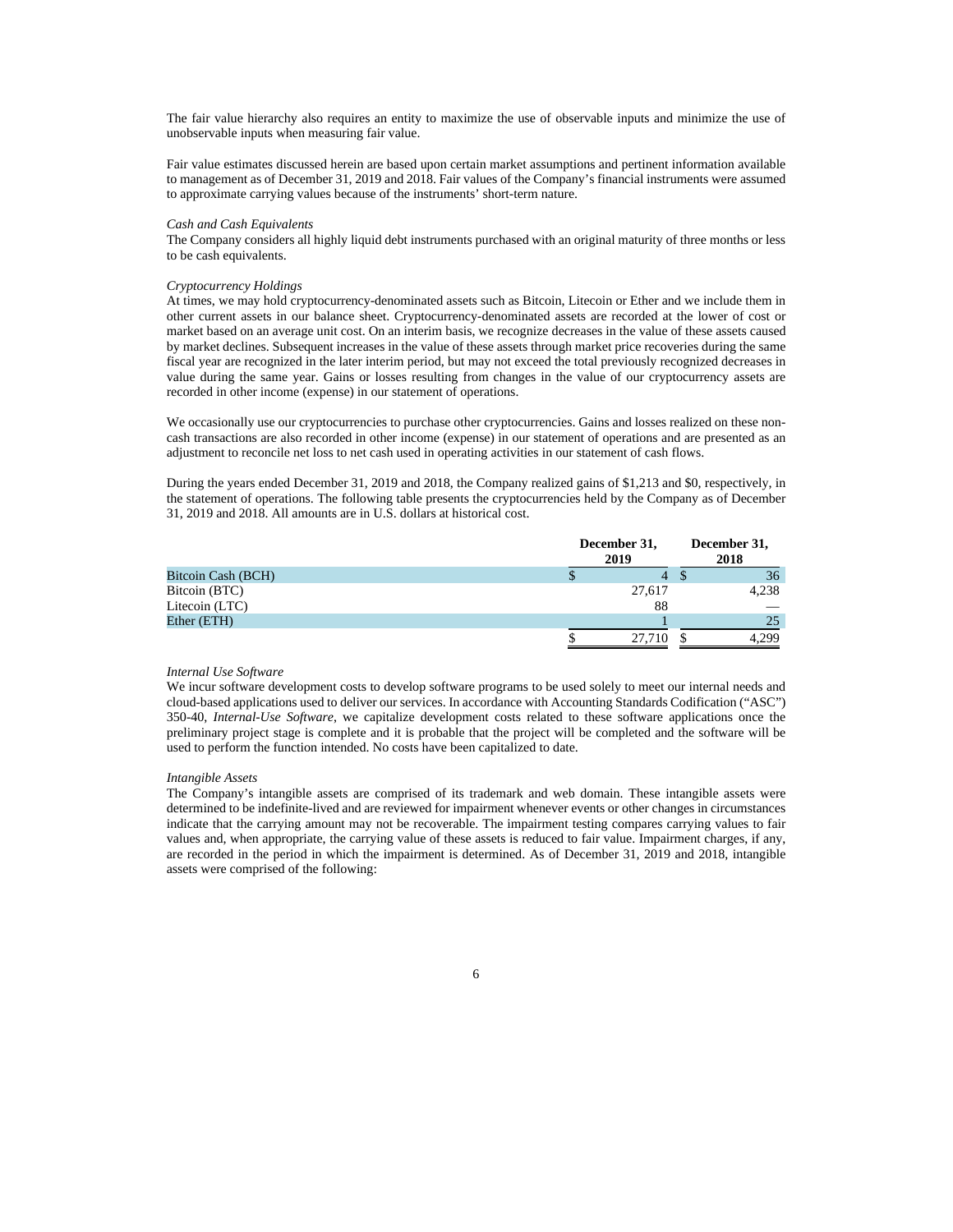The fair value hierarchy also requires an entity to maximize the use of observable inputs and minimize the use of unobservable inputs when measuring fair value.

Fair value estimates discussed herein are based upon certain market assumptions and pertinent information available to management as of December 31, 2019 and 2018. Fair values of the Company's financial instruments were assumed to approximate carrying values because of the instruments' short-term nature.

*Cash and Cash Equivalents*

The Company considers all highly liquid debt instruments purchased with an original maturity of three months or less to be cash equivalents.

*Cryptocurrency Holdings*

At times, we may hold cryptocurrency-denominated assets such as Bitcoin, Litecoin or Ether and we include them in other current assets in our balance sheet. Cryptocurrency-denominated assets are recorded at the lower of cost or market based on an average unit cost. On an interim basis, we recognize decreases in the value of these assets caused by market declines. Subsequent increases in the value of these assets through market price recoveries during the same fiscal year are recognized in the later interim period, but may not exceed the total previously recognized decreases in value during the same year. Gains or losses resulting from changes in the value of our cryptocurrency assets are recorded in other income (expense) in our statement of operations.

We occasionally use our cryptocurrencies to purchase other cryptocurrencies. Gains and losses realized on these non-cash transactions are also recorded in other income (expense) in our statement of operations and are presented as an adjustment to reconcile net loss to net cash used in operating activities in our statement of cash flows.

During the years ended December 31, 2019 and 2018, the Company realized gains of $1,213 and $0, respectively, in the statement of operations. The following table presents the cryptocurrencies held by the Company as of December 31, 2019 and 2018. All amounts are in U.S. dollars at historical cost.

| | December 31, 2019 | December 31, 2018 |
|---|---|---|
| Bitcoin Cash (BCH) | $ 4 | $ 36 |
| Bitcoin (BTC) | 27,617 | 4,238 |
| Litecoin (LTC) | 88 | — |
| Ether (ETH) | 1 | 25 |
| | $ 27,710 | $ 4,299 |

*Internal Use Software*

We incur software development costs to develop software programs to be used solely to meet our internal needs and cloud-based applications used to deliver our services. In accordance with Accounting Standards Codification ("ASC") 350-40, *Internal-Use Software*, we capitalize development costs related to these software applications once the preliminary project stage is complete and it is probable that the project will be completed and the software will be used to perform the function intended. No costs have been capitalized to date.

*Intangible Assets*

The Company's intangible assets are comprised of its trademark and web domain. These intangible assets were determined to be indefinite-lived and are reviewed for impairment whenever events or other changes in circumstances indicate that the carrying amount may not be recoverable. The impairment testing compares carrying values to fair values and, when appropriate, the carrying value of these assets is reduced to fair value. Impairment charges, if any, are recorded in the period in which the impairment is determined. As of December 31, 2019 and 2018, intangible assets were comprised of the following: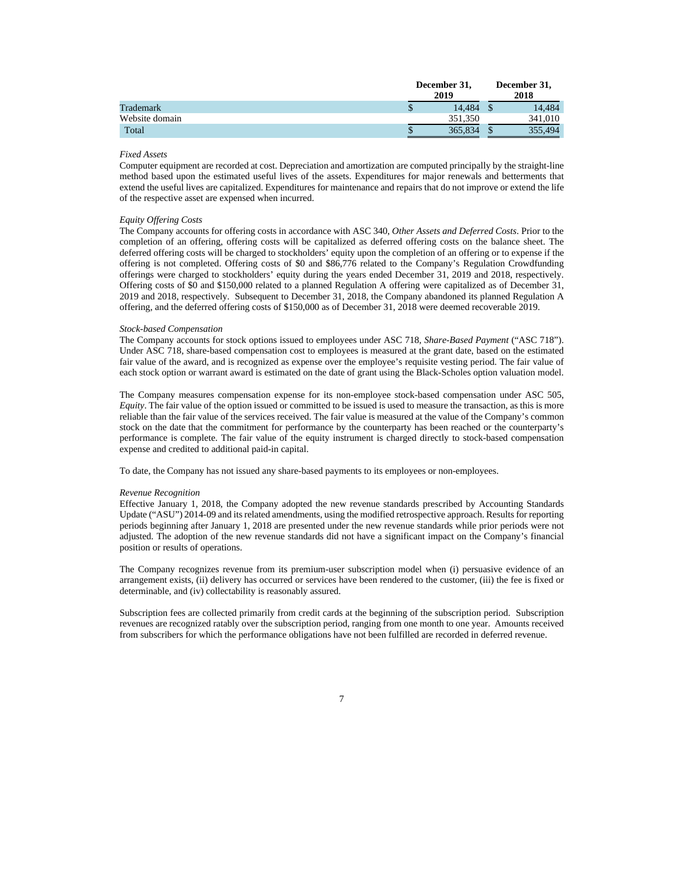| | December 31, 2019 | December 31, 2018 |
|---|---|---|
| Trademark | $ 14,484 | $ 14,484 |
| Website domain | 351,350 | 341,010 |
| Total | $ 365,834 | $ 355,494 |

*Fixed Assets*

Computer equipment are recorded at cost. Depreciation and amortization are computed principally by the straight-line method based upon the estimated useful lives of the assets. Expenditures for major renewals and betterments that extend the useful lives are capitalized. Expenditures for maintenance and repairs that do not improve or extend the life of the respective asset are expensed when incurred.

*Equity Offering Costs*

The Company accounts for offering costs in accordance with ASC 340, *Other Assets and Deferred Costs*. Prior to the completion of an offering, offering costs will be capitalized as deferred offering costs on the balance sheet. The deferred offering costs will be charged to stockholders' equity upon the completion of an offering or to expense if the offering is not completed. Offering costs of $0 and $86,776 related to the Company's Regulation Crowdfunding offerings were charged to stockholders' equity during the years ended December 31, 2019 and 2018, respectively. Offering costs of $0 and $150,000 related to a planned Regulation A offering were capitalized as of December 31, 2019 and 2018, respectively. Subsequent to December 31, 2018, the Company abandoned its planned Regulation A offering, and the deferred offering costs of $150,000 as of December 31, 2018 were deemed recoverable 2019.

*Stock-based Compensation*

The Company accounts for stock options issued to employees under ASC 718, *Share-Based Payment* ("ASC 718"). Under ASC 718, share-based compensation cost to employees is measured at the grant date, based on the estimated fair value of the award, and is recognized as expense over the employee's requisite vesting period. The fair value of each stock option or warrant award is estimated on the date of grant using the Black-Scholes option valuation model.

The Company measures compensation expense for its non-employee stock-based compensation under ASC 505, *Equity*. The fair value of the option issued or committed to be issued is used to measure the transaction, as this is more reliable than the fair value of the services received. The fair value is measured at the value of the Company's common stock on the date that the commitment for performance by the counterparty has been reached or the counterparty's performance is complete. The fair value of the equity instrument is charged directly to stock-based compensation expense and credited to additional paid-in capital.

To date, the Company has not issued any share-based payments to its employees or non-employees.

*Revenue Recognition*

Effective January 1, 2018, the Company adopted the new revenue standards prescribed by Accounting Standards Update ("ASU") 2014-09 and its related amendments, using the modified retrospective approach. Results for reporting periods beginning after January 1, 2018 are presented under the new revenue standards while prior periods were not adjusted. The adoption of the new revenue standards did not have a significant impact on the Company's financial position or results of operations.

The Company recognizes revenue from its premium-user subscription model when (i) persuasive evidence of an arrangement exists, (ii) delivery has occurred or services have been rendered to the customer, (iii) the fee is fixed or determinable, and (iv) collectability is reasonably assured.

Subscription fees are collected primarily from credit cards at the beginning of the subscription period. Subscription revenues are recognized ratably over the subscription period, ranging from one month to one year. Amounts received from subscribers for which the performance obligations have not been fulfilled are recorded in deferred revenue.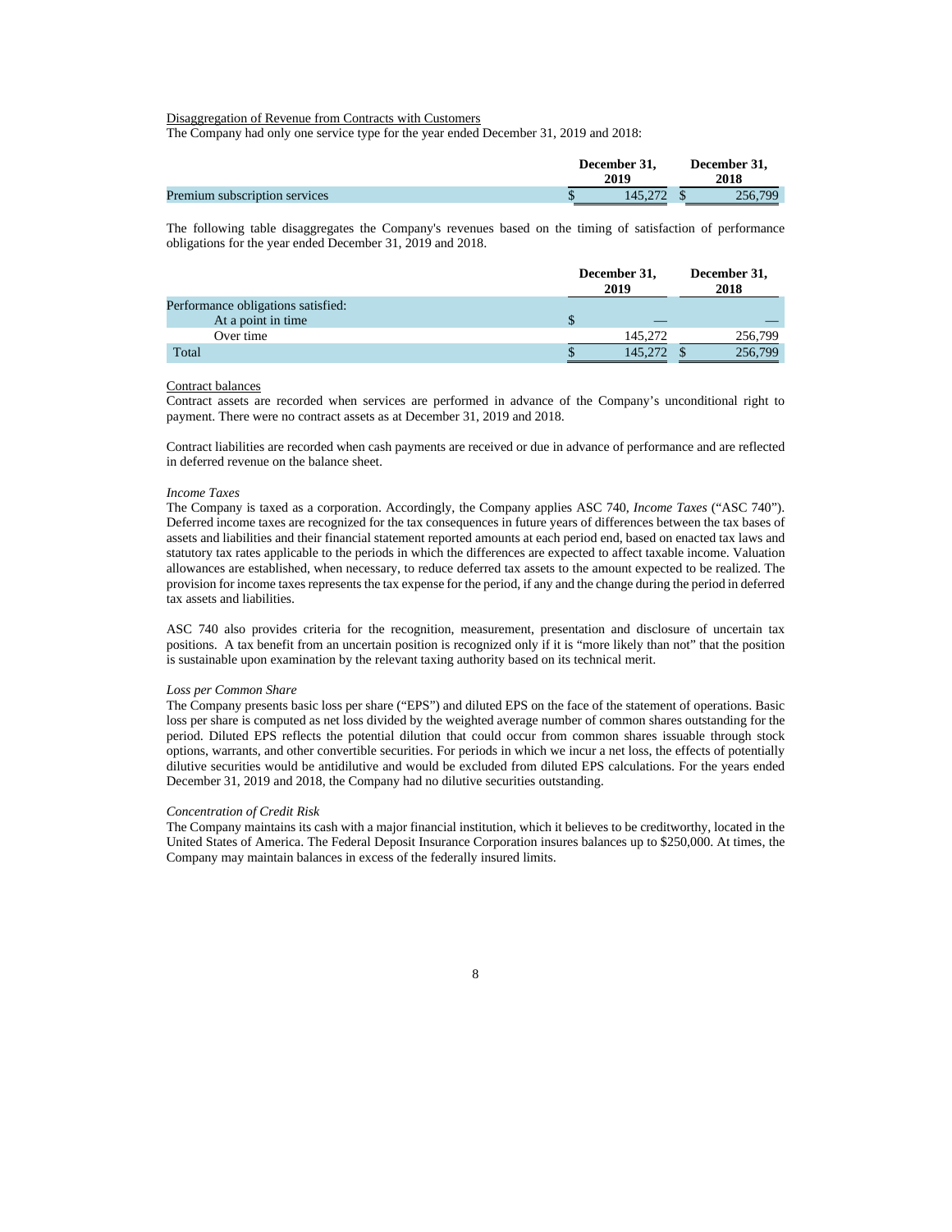Disaggregation of Revenue from Contracts with Customers

The Company had only one service type for the year ended December 31, 2019 and 2018:

| | December 31, 2019 | December 31, 2018 |
|---|---|---|
| Premium subscription services | $ 145,272 | $ 256,799 |

The following table disaggregates the Company's revenues based on the timing of satisfaction of performance obligations for the year ended December 31, 2019 and 2018.

| | December 31, 2019 | December 31, 2018 |
|---|---|---|
| Performance obligations satisfied: | | |
| At a point in time | $ — | — |
| Over time | 145,272 | 256,799 |
| Total | $ 145,272 | $ 256,799 |

Contract balances

Contract assets are recorded when services are performed in advance of the Company's unconditional right to payment. There were no contract assets as at December 31, 2019 and 2018.

Contract liabilities are recorded when cash payments are received or due in advance of performance and are reflected in deferred revenue on the balance sheet.

*Income Taxes*

The Company is taxed as a corporation. Accordingly, the Company applies ASC 740, *Income Taxes* ("ASC 740"). Deferred income taxes are recognized for the tax consequences in future years of differences between the tax bases of assets and liabilities and their financial statement reported amounts at each period end, based on enacted tax laws and statutory tax rates applicable to the periods in which the differences are expected to affect taxable income. Valuation allowances are established, when necessary, to reduce deferred tax assets to the amount expected to be realized. The provision for income taxes represents the tax expense for the period, if any and the change during the period in deferred tax assets and liabilities.

ASC 740 also provides criteria for the recognition, measurement, presentation and disclosure of uncertain tax positions. A tax benefit from an uncertain position is recognized only if it is "more likely than not" that the position is sustainable upon examination by the relevant taxing authority based on its technical merit.

*Loss per Common Share*

The Company presents basic loss per share ("EPS") and diluted EPS on the face of the statement of operations. Basic loss per share is computed as net loss divided by the weighted average number of common shares outstanding for the period. Diluted EPS reflects the potential dilution that could occur from common shares issuable through stock options, warrants, and other convertible securities. For periods in which we incur a net loss, the effects of potentially dilutive securities would be antidilutive and would be excluded from diluted EPS calculations. For the years ended December 31, 2019 and 2018, the Company had no dilutive securities outstanding.

*Concentration of Credit Risk*

The Company maintains its cash with a major financial institution, which it believes to be creditworthy, located in the United States of America. The Federal Deposit Insurance Corporation insures balances up to $250,000. At times, the Company may maintain balances in excess of the federally insured limits.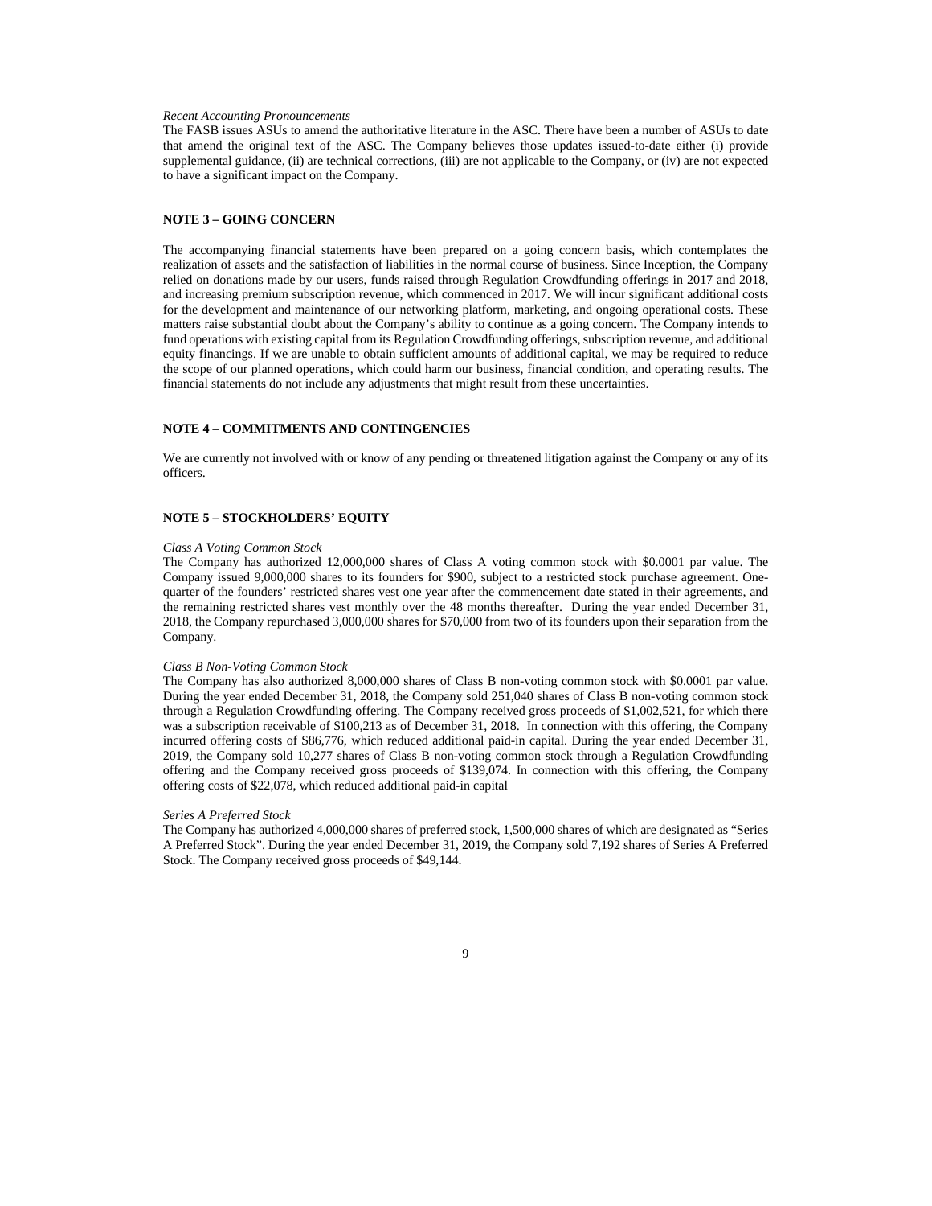*Recent Accounting Pronouncements*

The FASB issues ASUs to amend the authoritative literature in the ASC. There have been a number of ASUs to date that amend the original text of the ASC. The Company believes those updates issued-to-date either (i) provide supplemental guidance, (ii) are technical corrections, (iii) are not applicable to the Company, or (iv) are not expected to have a significant impact on the Company.

## NOTE 3 – GOING CONCERN

The accompanying financial statements have been prepared on a going concern basis, which contemplates the realization of assets and the satisfaction of liabilities in the normal course of business. Since Inception, the Company relied on donations made by our users, funds raised through Regulation Crowdfunding offerings in 2017 and 2018, and increasing premium subscription revenue, which commenced in 2017. We will incur significant additional costs for the development and maintenance of our networking platform, marketing, and ongoing operational costs. These matters raise substantial doubt about the Company's ability to continue as a going concern. The Company intends to fund operations with existing capital from its Regulation Crowdfunding offerings, subscription revenue, and additional equity financings. If we are unable to obtain sufficient amounts of additional capital, we may be required to reduce the scope of our planned operations, which could harm our business, financial condition, and operating results. The financial statements do not include any adjustments that might result from these uncertainties.

## NOTE 4 – COMMITMENTS AND CONTINGENCIES

We are currently not involved with or know of any pending or threatened litigation against the Company or any of its officers.

## NOTE 5 – STOCKHOLDERS' EQUITY

*Class A Voting Common Stock*

The Company has authorized 12,000,000 shares of Class A voting common stock with $0.0001 par value. The Company issued 9,000,000 shares to its founders for $900, subject to a restricted stock purchase agreement. One-quarter of the founders' restricted shares vest one year after the commencement date stated in their agreements, and the remaining restricted shares vest monthly over the 48 months thereafter. During the year ended December 31, 2018, the Company repurchased 3,000,000 shares for $70,000 from two of its founders upon their separation from the Company.

*Class B Non-Voting Common Stock*

The Company has also authorized 8,000,000 shares of Class B non-voting common stock with $0.0001 par value. During the year ended December 31, 2018, the Company sold 251,040 shares of Class B non-voting common stock through a Regulation Crowdfunding offering. The Company received gross proceeds of $1,002,521, for which there was a subscription receivable of $100,213 as of December 31, 2018. In connection with this offering, the Company incurred offering costs of $86,776, which reduced additional paid-in capital. During the year ended December 31, 2019, the Company sold 10,277 shares of Class B non-voting common stock through a Regulation Crowdfunding offering and the Company received gross proceeds of $139,074. In connection with this offering, the Company offering costs of $22,078, which reduced additional paid-in capital

*Series A Preferred Stock*

The Company has authorized 4,000,000 shares of preferred stock, 1,500,000 shares of which are designated as "Series A Preferred Stock". During the year ended December 31, 2019, the Company sold 7,192 shares of Series A Preferred Stock. The Company received gross proceeds of $49,144.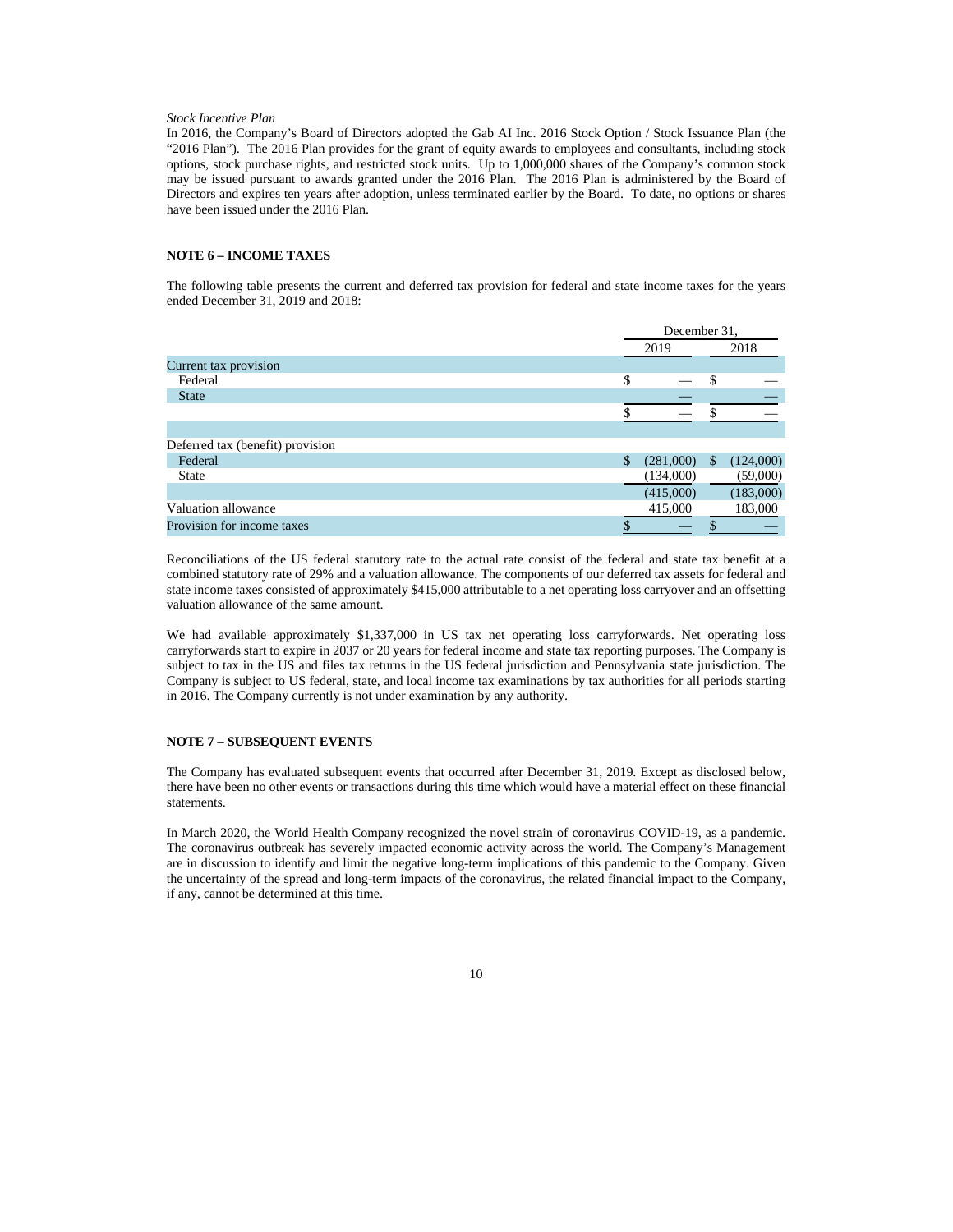*Stock Incentive Plan*

In 2016, the Company's Board of Directors adopted the Gab AI Inc. 2016 Stock Option / Stock Issuance Plan (the "2016 Plan"). The 2016 Plan provides for the grant of equity awards to employees and consultants, including stock options, stock purchase rights, and restricted stock units. Up to 1,000,000 shares of the Company's common stock may be issued pursuant to awards granted under the 2016 Plan. The 2016 Plan is administered by the Board of Directors and expires ten years after adoption, unless terminated earlier by the Board. To date, no options or shares have been issued under the 2016 Plan.

**NOTE 6 – INCOME TAXES**

The following table presents the current and deferred tax provision for federal and state income taxes for the years ended December 31, 2019 and 2018:

| | December 31, | |
|---|---|---|
| | 2019 | 2018 |
| Current tax provision | | |
| Federal | $ — | $ — |
| State | — | — |
| | $ — | $ — |
| | | |
| Deferred tax (benefit) provision | | |
| Federal | $ (281,000) | $ (124,000) |
| State | (134,000) | (59,000) |
| | (415,000) | (183,000) |
| Valuation allowance | 415,000 | 183,000 |
| Provision for income taxes | $ — | $ — |

Reconciliations of the US federal statutory rate to the actual rate consist of the federal and state tax benefit at a combined statutory rate of 29% and a valuation allowance. The components of our deferred tax assets for federal and state income taxes consisted of approximately $415,000 attributable to a net operating loss carryover and an offsetting valuation allowance of the same amount.

We had available approximately $1,337,000 in US tax net operating loss carryforwards. Net operating loss carryforwards start to expire in 2037 or 20 years for federal income and state tax reporting purposes. The Company is subject to tax in the US and files tax returns in the US federal jurisdiction and Pennsylvania state jurisdiction. The Company is subject to US federal, state, and local income tax examinations by tax authorities for all periods starting in 2016. The Company currently is not under examination by any authority.

**NOTE 7 – SUBSEQUENT EVENTS**

The Company has evaluated subsequent events that occurred after December 31, 2019. Except as disclosed below, there have been no other events or transactions during this time which would have a material effect on these financial statements.

In March 2020, the World Health Company recognized the novel strain of coronavirus COVID-19, as a pandemic. The coronavirus outbreak has severely impacted economic activity across the world. The Company's Management are in discussion to identify and limit the negative long-term implications of this pandemic to the Company. Given the uncertainty of the spread and long-term impacts of the coronavirus, the related financial impact to the Company, if any, cannot be determined at this time.